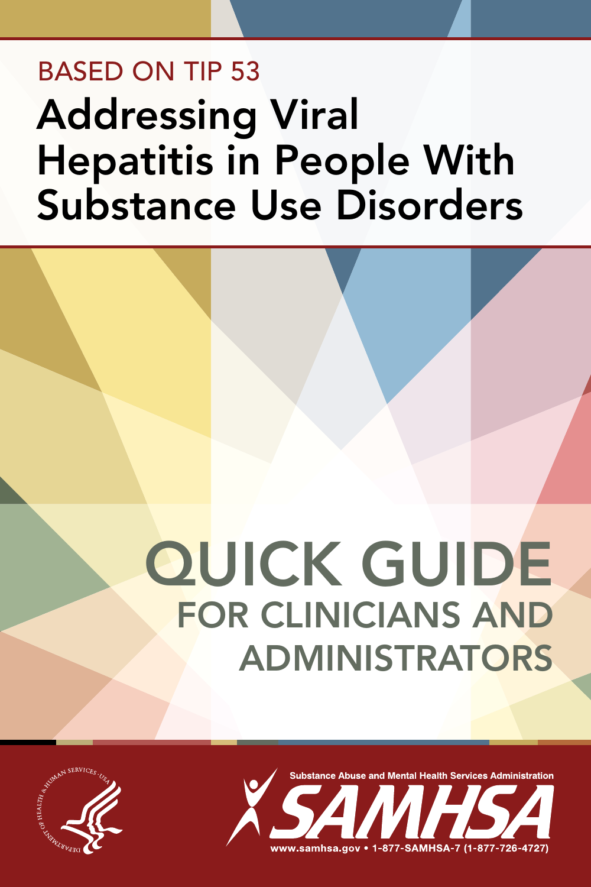BASED ON TIP 53

# Addressing Viral Hepatitis in People With Substance Use Disorders

# QUICK GUIDE

## FOR CLINICIANS AND ADMINISTRATORS

Substance Abuse and Mental Health Services Administration

SAMHSA

www.samhsa.gov • 1-877-SAMHSA-7 (1-877-726-4727)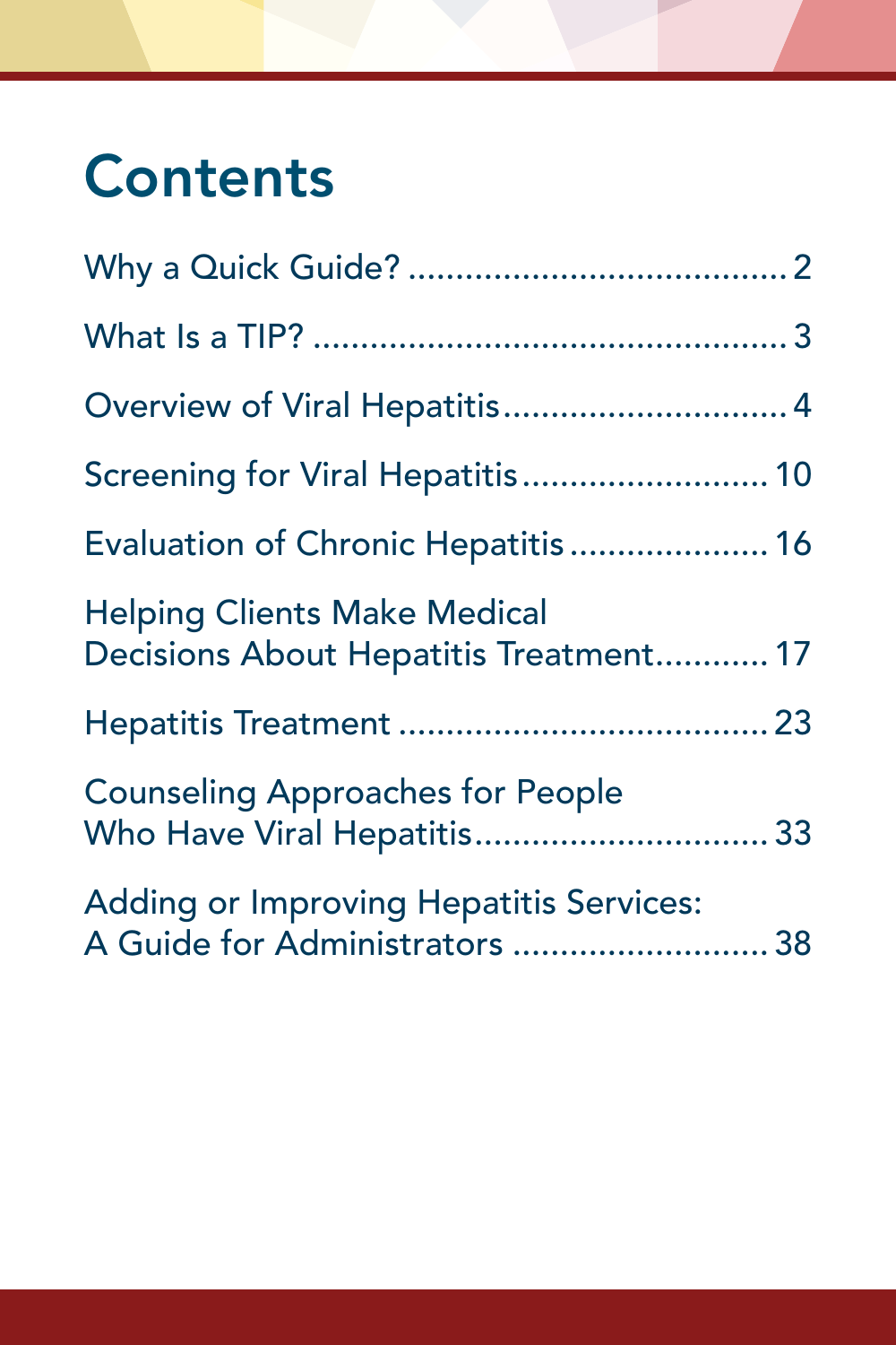# Contents

Why a Quick Guide? ........................................ 2

What Is a TIP? .................................................. 3

Overview of Viral Hepatitis .............................. 4

Screening for Viral Hepatitis .......................... 10

Evaluation of Chronic Hepatitis ..................... 16

Helping Clients Make Medical Decisions About Hepatitis Treatment ............ 17

Hepatitis Treatment ....................................... 23

Counseling Approaches for People Who Have Viral Hepatitis ............................... 33

Adding or Improving Hepatitis Services: A Guide for Administrators .......................... 38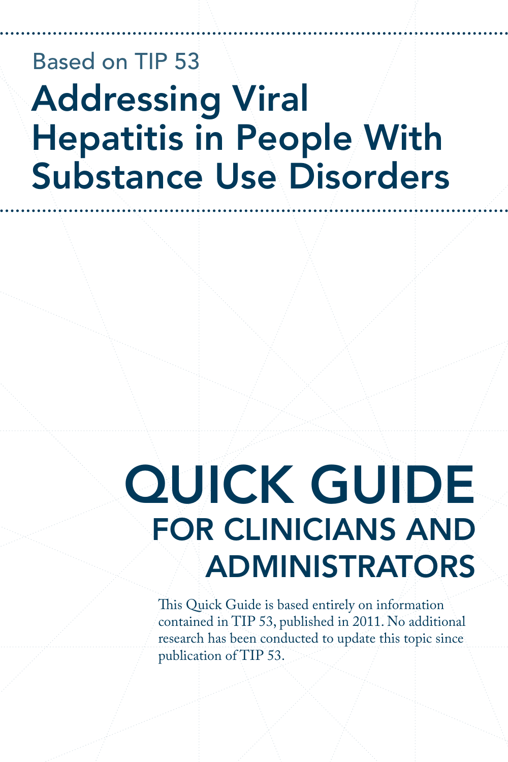Based on TIP 53

# Addressing Viral Hepatitis in People With Substance Use Disorders

# QUICK GUIDE

## FOR CLINICIANS AND ADMINISTRATORS

This Quick Guide is based entirely on information contained in TIP 53, published in 2011. No additional research has been conducted to update this topic since publication of TIP 53.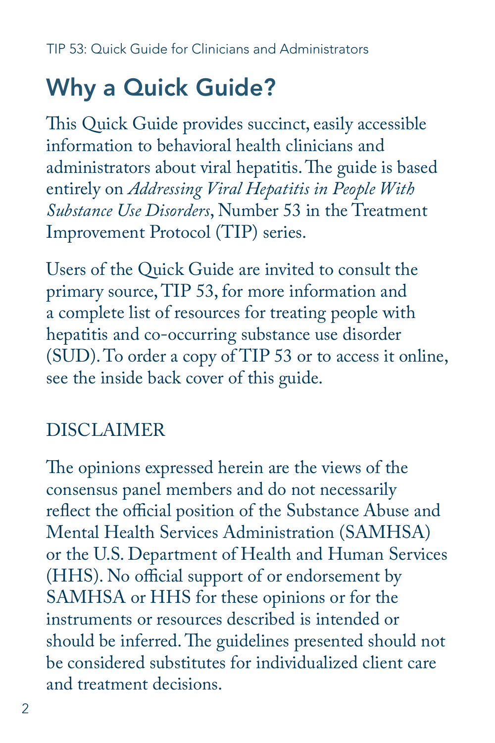# Why a Quick Guide?

This Quick Guide provides succinct, easily accessible information to behavioral health clinicians and administrators about viral hepatitis. The guide is based entirely on *Addressing Viral Hepatitis in People With Substance Use Disorders*, Number 53 in the Treatment Improvement Protocol (TIP) series.

Users of the Quick Guide are invited to consult the primary source, TIP 53, for more information and a complete list of resources for treating people with hepatitis and co-occurring substance use disorder (SUD). To order a copy of TIP 53 or to access it online, see the inside back cover of this guide.

DISCLAIMER

The opinions expressed herein are the views of the consensus panel members and do not necessarily reflect the official position of the Substance Abuse and Mental Health Services Administration (SAMHSA) or the U.S. Department of Health and Human Services (HHS). No official support of or endorsement by SAMHSA or HHS for these opinions or for the instruments or resources described is intended or should be inferred. The guidelines presented should not be considered substitutes for individualized client care and treatment decisions.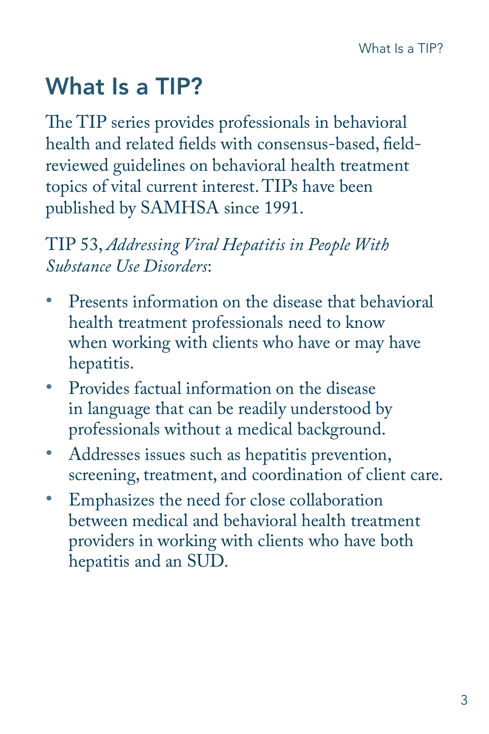# What Is a TIP?

The TIP series provides professionals in behavioral health and related fields with consensus-based, field-reviewed guidelines on behavioral health treatment topics of vital current interest. TIPs have been published by SAMHSA since 1991.

TIP 53, *Addressing Viral Hepatitis in People With Substance Use Disorders*:

- Presents information on the disease that behavioral health treatment professionals need to know when working with clients who have or may have hepatitis.
- Provides factual information on the disease in language that can be readily understood by professionals without a medical background.
- Addresses issues such as hepatitis prevention, screening, treatment, and coordination of client care.
- Emphasizes the need for close collaboration between medical and behavioral health treatment providers in working with clients who have both hepatitis and an SUD.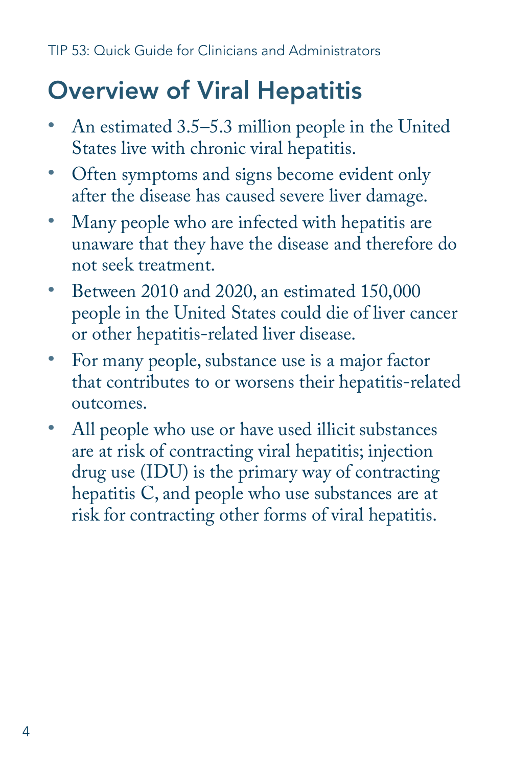## Overview of Viral Hepatitis

- An estimated 3.5–5.3 million people in the United States live with chronic viral hepatitis.
- Often symptoms and signs become evident only after the disease has caused severe liver damage.
- Many people who are infected with hepatitis are unaware that they have the disease and therefore do not seek treatment.
- Between 2010 and 2020, an estimated 150,000 people in the United States could die of liver cancer or other hepatitis-related liver disease.
- For many people, substance use is a major factor that contributes to or worsens their hepatitis-related outcomes.
- All people who use or have used illicit substances are at risk of contracting viral hepatitis; injection drug use (IDU) is the primary way of contracting hepatitis C, and people who use substances are at risk for contracting other forms of viral hepatitis.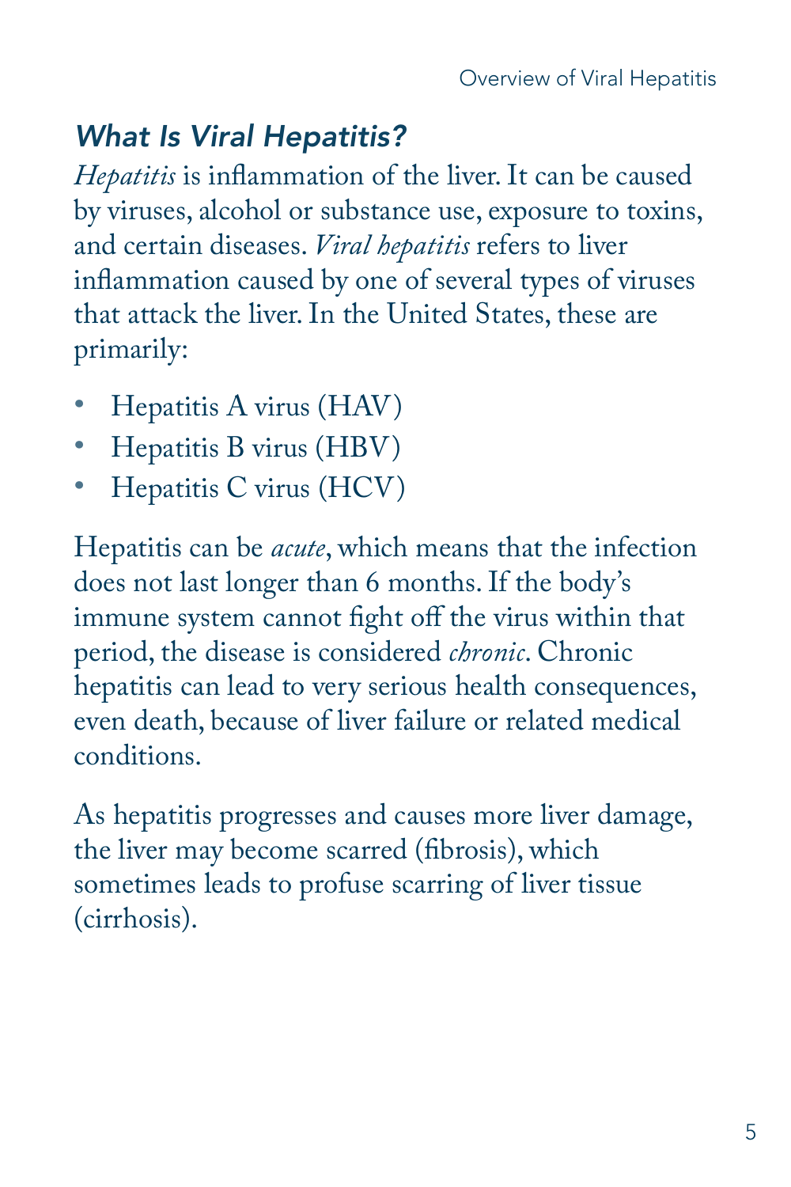## *What Is Viral Hepatitis?*

*Hepatitis* is inflammation of the liver. It can be caused by viruses, alcohol or substance use, exposure to toxins, and certain diseases. *Viral hepatitis* refers to liver inflammation caused by one of several types of viruses that attack the liver. In the United States, these are primarily:

- Hepatitis A virus (HAV)
- Hepatitis B virus (HBV)
- Hepatitis C virus (HCV)

Hepatitis can be *acute*, which means that the infection does not last longer than 6 months. If the body's immune system cannot fight off the virus within that period, the disease is considered *chronic*. Chronic hepatitis can lead to very serious health consequences, even death, because of liver failure or related medical conditions.

As hepatitis progresses and causes more liver damage, the liver may become scarred (fibrosis), which sometimes leads to profuse scarring of liver tissue (cirrhosis).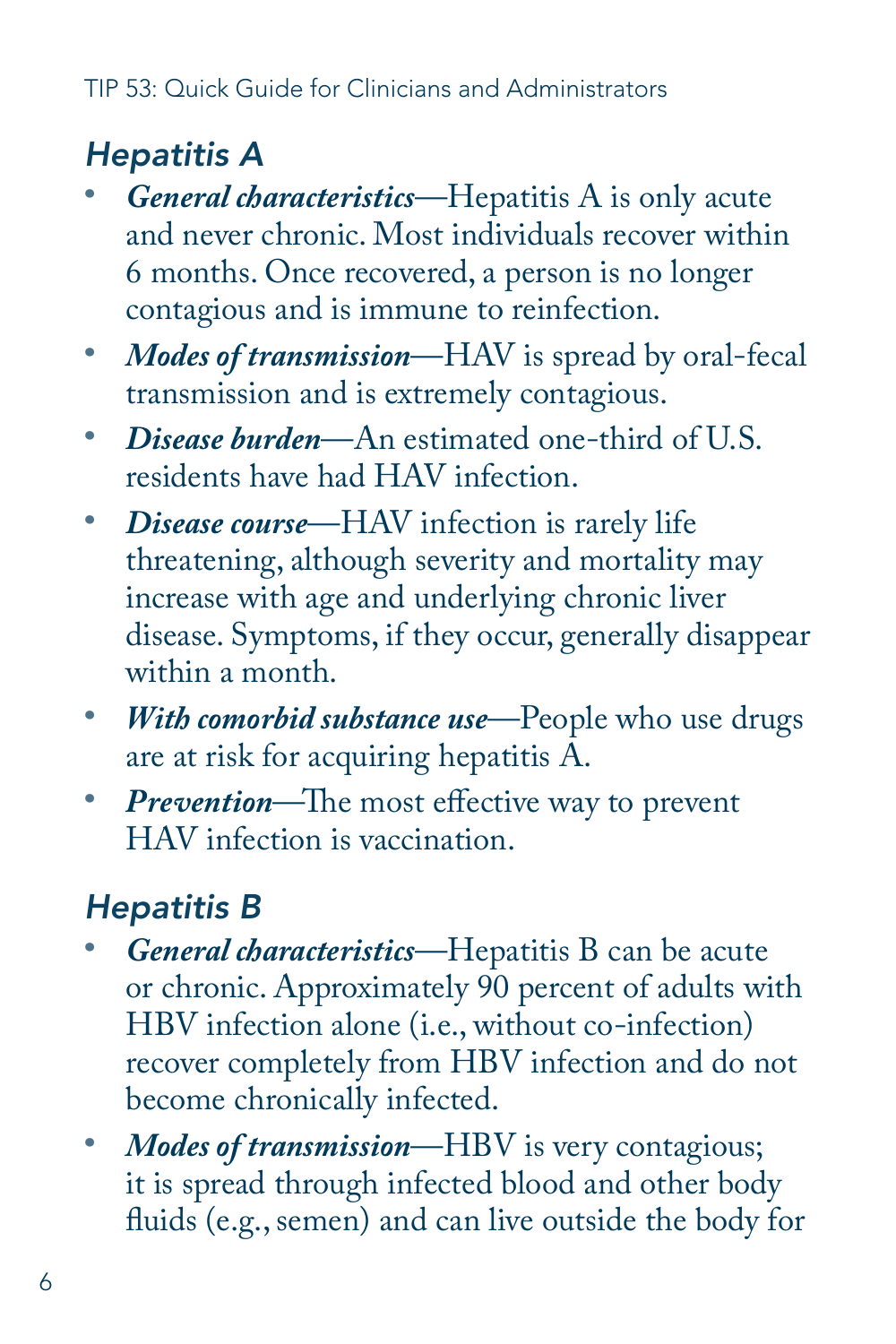## Hepatitis A

- ***General characteristics***—Hepatitis A is only acute and never chronic. Most individuals recover within 6 months. Once recovered, a person is no longer contagious and is immune to reinfection.
- ***Modes of transmission***—HAV is spread by oral-fecal transmission and is extremely contagious.
- ***Disease burden***—An estimated one-third of U.S. residents have had HAV infection.
- ***Disease course***—HAV infection is rarely life threatening, although severity and mortality may increase with age and underlying chronic liver disease. Symptoms, if they occur, generally disappear within a month.
- ***With comorbid substance use***—People who use drugs are at risk for acquiring hepatitis A.
- ***Prevention***—The most effective way to prevent HAV infection is vaccination.

## Hepatitis B

- ***General characteristics***—Hepatitis B can be acute or chronic. Approximately 90 percent of adults with HBV infection alone (i.e., without co-infection) recover completely from HBV infection and do not become chronically infected.
- ***Modes of transmission***—HBV is very contagious; it is spread through infected blood and other body fluids (e.g., semen) and can live outside the body for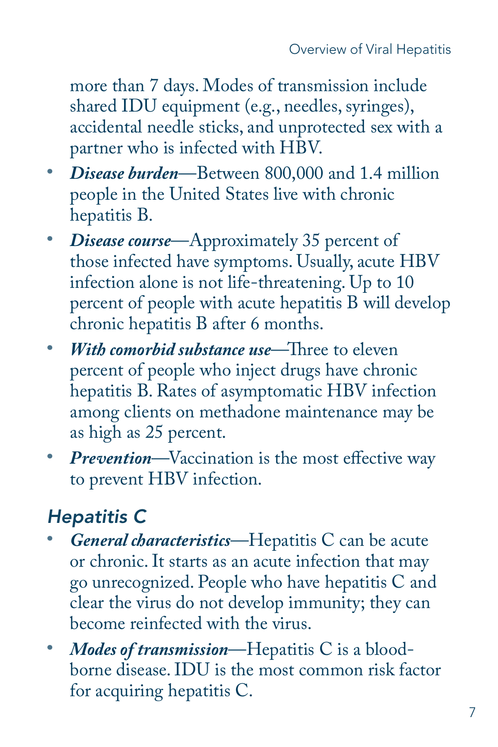more than 7 days. Modes of transmission include shared IDU equipment (e.g., needles, syringes), accidental needle sticks, and unprotected sex with a partner who is infected with HBV.

- ***Disease burden***—Between 800,000 and 1.4 million people in the United States live with chronic hepatitis B.
- ***Disease course***—Approximately 35 percent of those infected have symptoms. Usually, acute HBV infection alone is not life-threatening. Up to 10 percent of people with acute hepatitis B will develop chronic hepatitis B after 6 months.
- ***With comorbid substance use***—Three to eleven percent of people who inject drugs have chronic hepatitis B. Rates of asymptomatic HBV infection among clients on methadone maintenance may be as high as 25 percent.
- ***Prevention***—Vaccination is the most effective way to prevent HBV infection.

### *Hepatitis C*

- ***General characteristics***—Hepatitis C can be acute or chronic. It starts as an acute infection that may go unrecognized. People who have hepatitis C and clear the virus do not develop immunity; they can become reinfected with the virus.
- ***Modes of transmission***—Hepatitis C is a blood-borne disease. IDU is the most common risk factor for acquiring hepatitis C.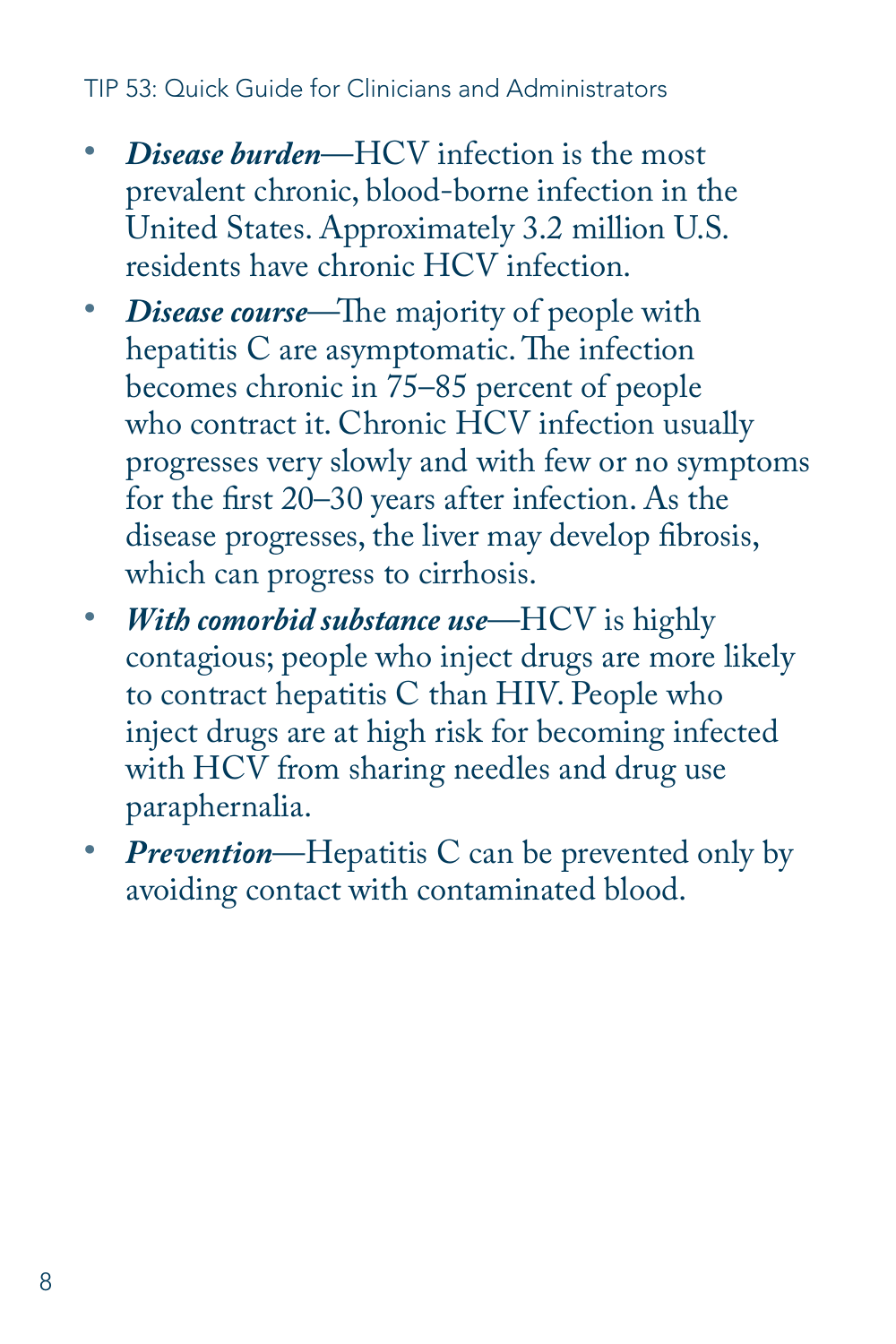- ***Disease burden***—HCV infection is the most prevalent chronic, blood-borne infection in the United States. Approximately 3.2 million U.S. residents have chronic HCV infection.
- ***Disease course***—The majority of people with hepatitis C are asymptomatic. The infection becomes chronic in 75–85 percent of people who contract it. Chronic HCV infection usually progresses very slowly and with few or no symptoms for the first 20–30 years after infection. As the disease progresses, the liver may develop fibrosis, which can progress to cirrhosis.
- ***With comorbid substance use***—HCV is highly contagious; people who inject drugs are more likely to contract hepatitis C than HIV. People who inject drugs are at high risk for becoming infected with HCV from sharing needles and drug use paraphernalia.
- ***Prevention***—Hepatitis C can be prevented only by avoiding contact with contaminated blood.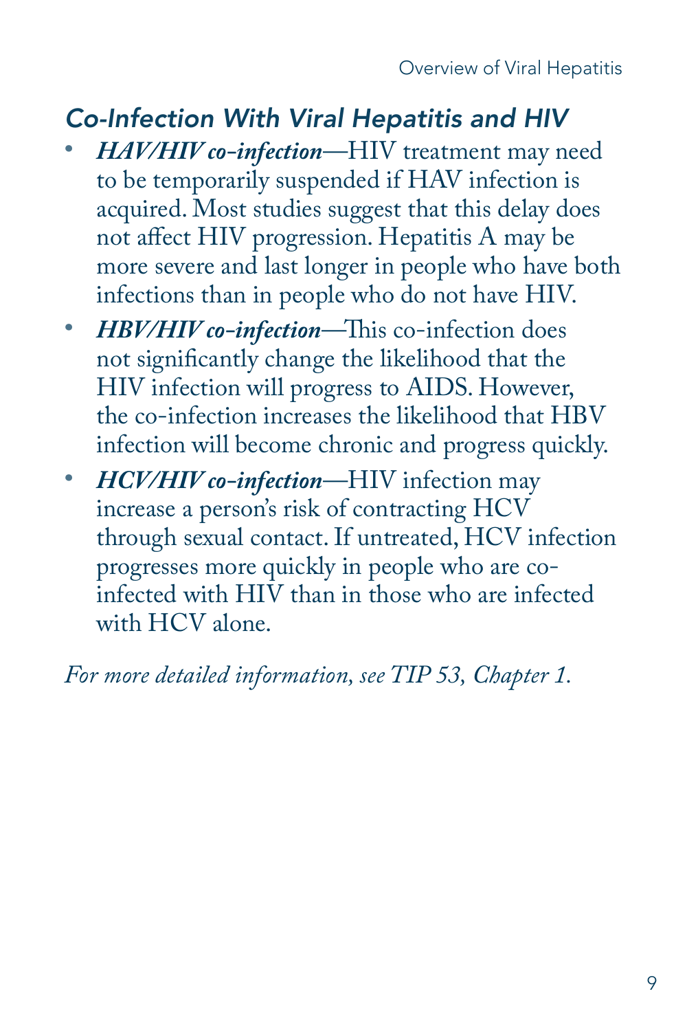## *Co-Infection With Viral Hepatitis and HIV*

- ***HAV/HIV co-infection***—HIV treatment may need to be temporarily suspended if HAV infection is acquired. Most studies suggest that this delay does not affect HIV progression. Hepatitis A may be more severe and last longer in people who have both infections than in people who do not have HIV.
- ***HBV/HIV co-infection***—This co-infection does not significantly change the likelihood that the HIV infection will progress to AIDS. However, the co-infection increases the likelihood that HBV infection will become chronic and progress quickly.
- ***HCV/HIV co-infection***—HIV infection may increase a person's risk of contracting HCV through sexual contact. If untreated, HCV infection progresses more quickly in people who are co-infected with HIV than in those who are infected with HCV alone.

*For more detailed information, see TIP 53, Chapter 1.*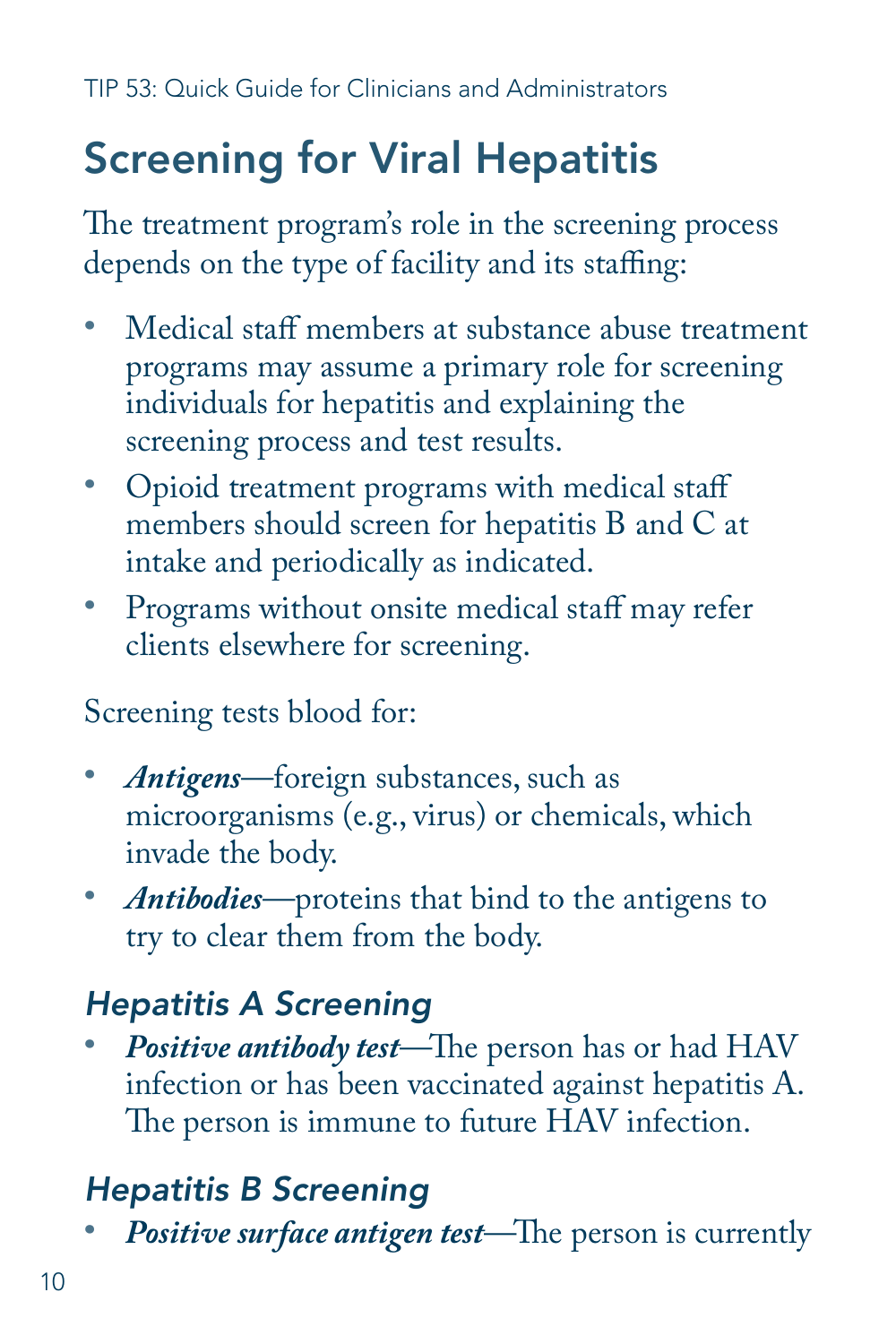## Screening for Viral Hepatitis

The treatment program's role in the screening process depends on the type of facility and its staffing:

- Medical staff members at substance abuse treatment programs may assume a primary role for screening individuals for hepatitis and explaining the screening process and test results.
- Opioid treatment programs with medical staff members should screen for hepatitis B and C at intake and periodically as indicated.
- Programs without onsite medical staff may refer clients elsewhere for screening.

Screening tests blood for:

- ***Antigens***—foreign substances, such as microorganisms (e.g., virus) or chemicals, which invade the body.
- ***Antibodies***—proteins that bind to the antigens to try to clear them from the body.

### *Hepatitis A Screening*

- ***Positive antibody test***—The person has or had HAV infection or has been vaccinated against hepatitis A. The person is immune to future HAV infection.

### *Hepatitis B Screening*

- ***Positive surface antigen test***—The person is currently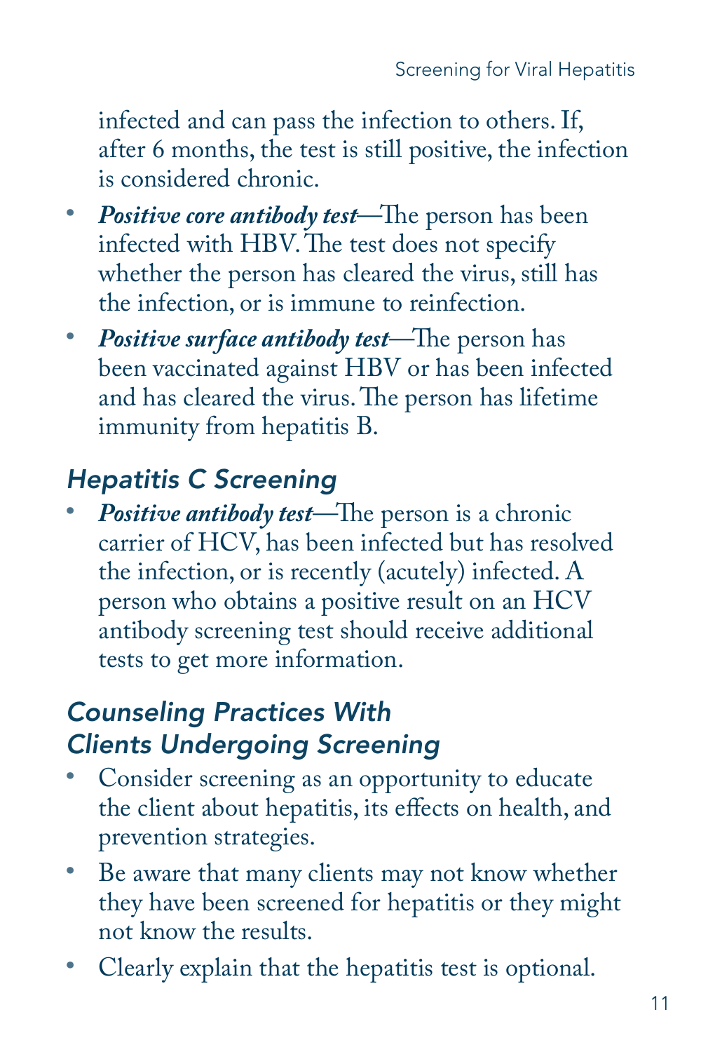infected and can pass the infection to others. If, after 6 months, the test is still positive, the infection is considered chronic.

- ***Positive core antibody test***—The person has been infected with HBV. The test does not specify whether the person has cleared the virus, still has the infection, or is immune to reinfection.
- ***Positive surface antibody test***—The person has been vaccinated against HBV or has been infected and has cleared the virus. The person has lifetime immunity from hepatitis B.

### *Hepatitis C Screening*

- ***Positive antibody test***—The person is a chronic carrier of HCV, has been infected but has resolved the infection, or is recently (acutely) infected. A person who obtains a positive result on an HCV antibody screening test should receive additional tests to get more information.

### *Counseling Practices With Clients Undergoing Screening*

- Consider screening as an opportunity to educate the client about hepatitis, its effects on health, and prevention strategies.
- Be aware that many clients may not know whether they have been screened for hepatitis or they might not know the results.
- Clearly explain that the hepatitis test is optional.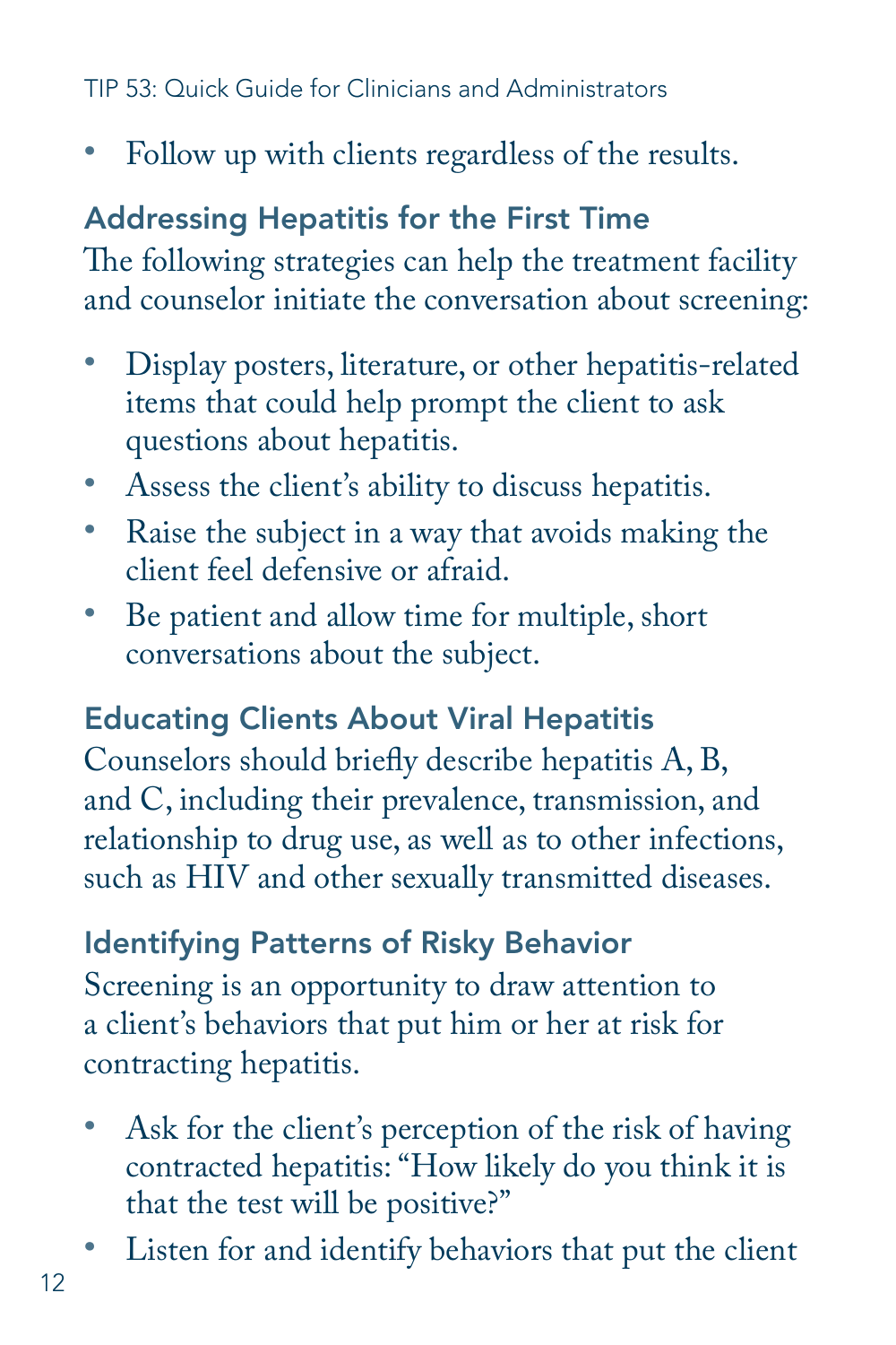- Follow up with clients regardless of the results.

### Addressing Hepatitis for the First Time

The following strategies can help the treatment facility and counselor initiate the conversation about screening:

- Display posters, literature, or other hepatitis-related items that could help prompt the client to ask questions about hepatitis.
- Assess the client's ability to discuss hepatitis.
- Raise the subject in a way that avoids making the client feel defensive or afraid.
- Be patient and allow time for multiple, short conversations about the subject.

### Educating Clients About Viral Hepatitis

Counselors should briefly describe hepatitis A, B, and C, including their prevalence, transmission, and relationship to drug use, as well as to other infections, such as HIV and other sexually transmitted diseases.

### Identifying Patterns of Risky Behavior

Screening is an opportunity to draw attention to a client's behaviors that put him or her at risk for contracting hepatitis.

- Ask for the client's perception of the risk of having contracted hepatitis: "How likely do you think it is that the test will be positive?"
- Listen for and identify behaviors that put the client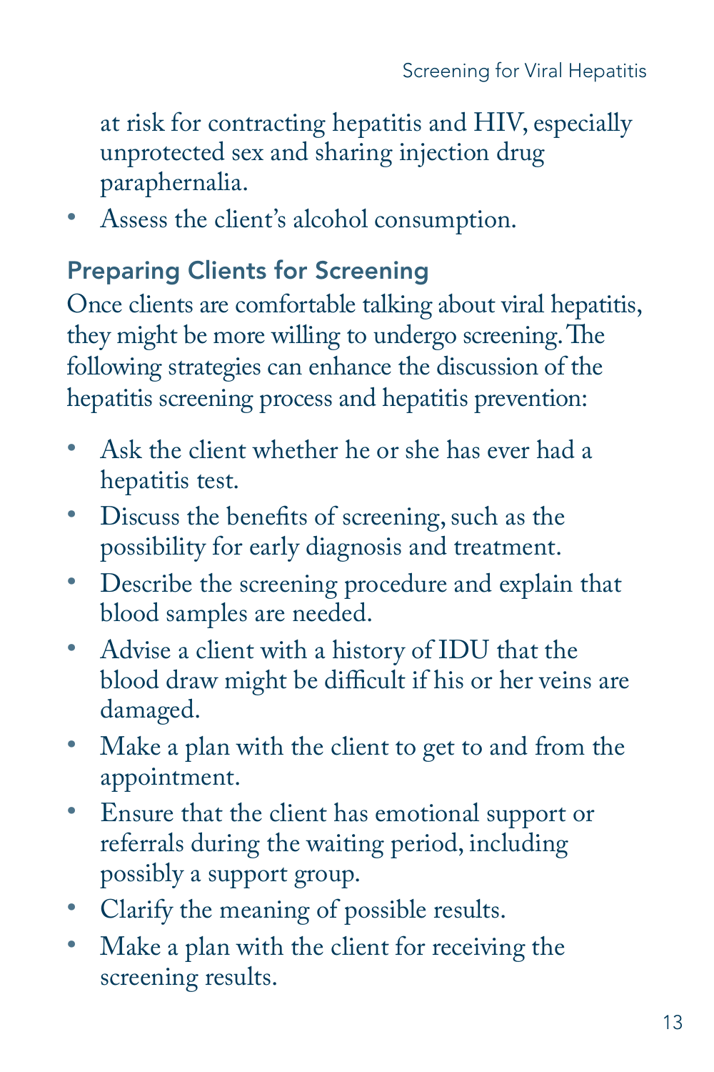at risk for contracting hepatitis and HIV, especially unprotected sex and sharing injection drug paraphernalia.

- Assess the client's alcohol consumption.

## Preparing Clients for Screening

Once clients are comfortable talking about viral hepatitis, they might be more willing to undergo screening. The following strategies can enhance the discussion of the hepatitis screening process and hepatitis prevention:

- Ask the client whether he or she has ever had a hepatitis test.
- Discuss the benefits of screening, such as the possibility for early diagnosis and treatment.
- Describe the screening procedure and explain that blood samples are needed.
- Advise a client with a history of IDU that the blood draw might be difficult if his or her veins are damaged.
- Make a plan with the client to get to and from the appointment.
- Ensure that the client has emotional support or referrals during the waiting period, including possibly a support group.
- Clarify the meaning of possible results.
- Make a plan with the client for receiving the screening results.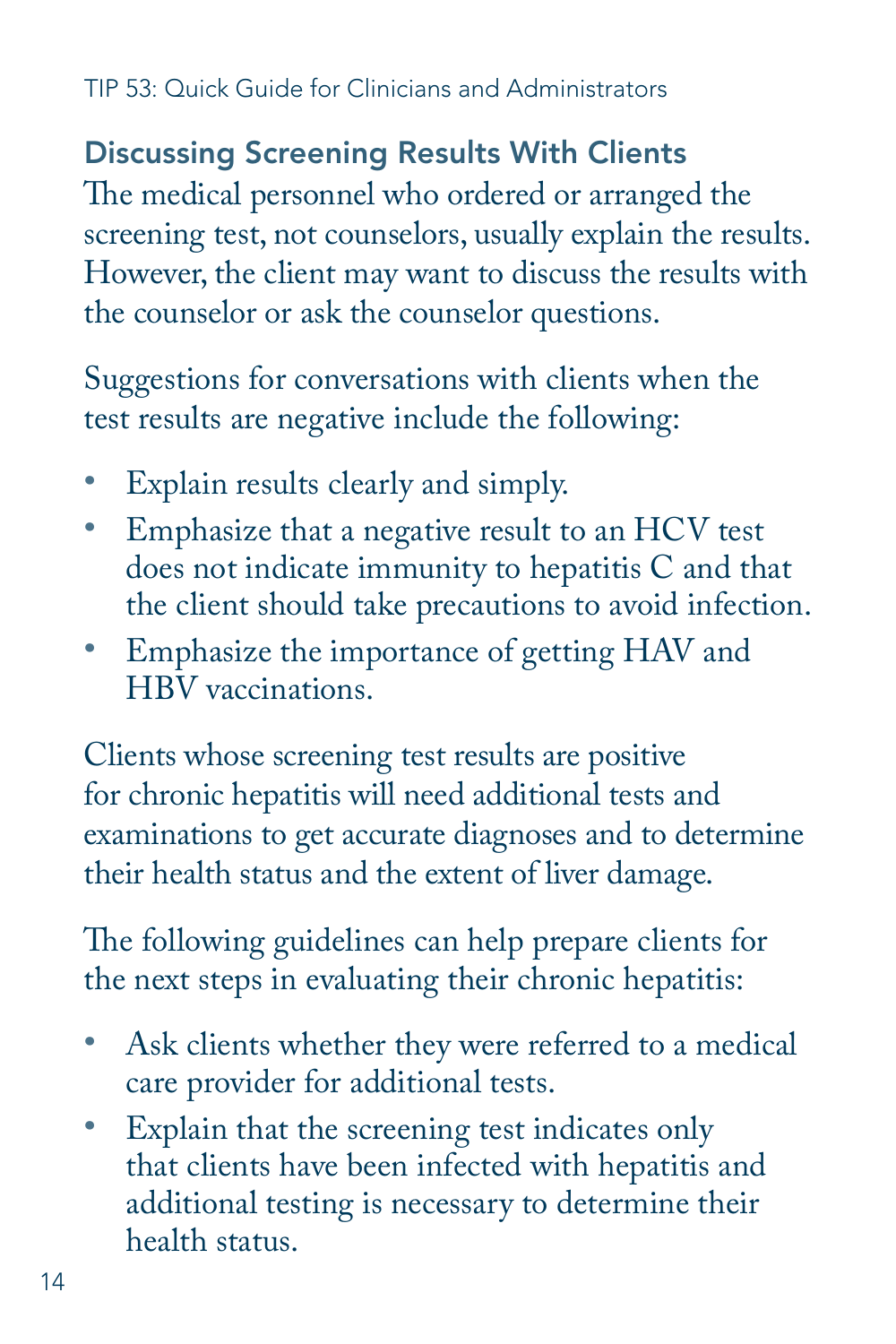## Discussing Screening Results With Clients

The medical personnel who ordered or arranged the screening test, not counselors, usually explain the results. However, the client may want to discuss the results with the counselor or ask the counselor questions.

Suggestions for conversations with clients when the test results are negative include the following:

- Explain results clearly and simply.
- Emphasize that a negative result to an HCV test does not indicate immunity to hepatitis C and that the client should take precautions to avoid infection.
- Emphasize the importance of getting HAV and HBV vaccinations.

Clients whose screening test results are positive for chronic hepatitis will need additional tests and examinations to get accurate diagnoses and to determine their health status and the extent of liver damage.

The following guidelines can help prepare clients for the next steps in evaluating their chronic hepatitis:

- Ask clients whether they were referred to a medical care provider for additional tests.
- Explain that the screening test indicates only that clients have been infected with hepatitis and additional testing is necessary to determine their health status.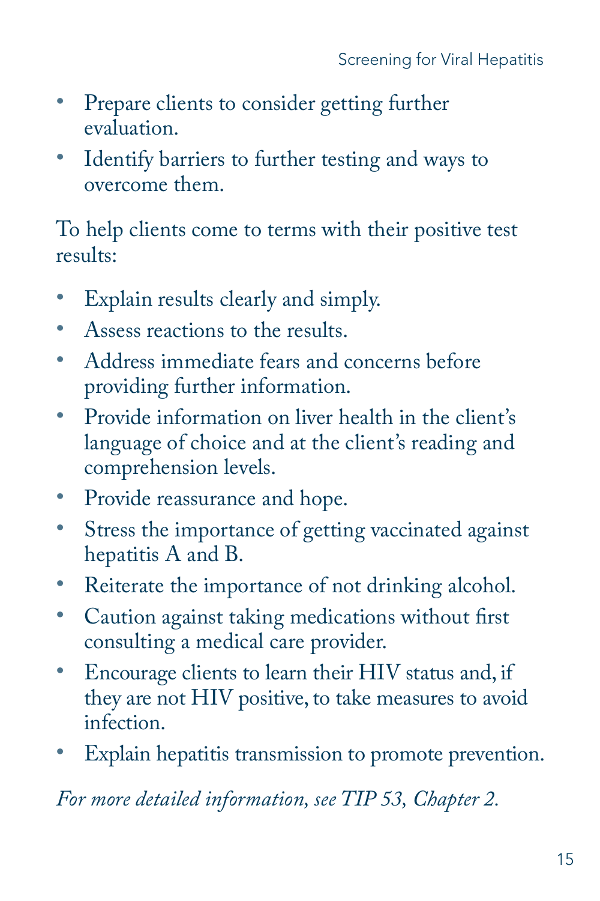- Prepare clients to consider getting further evaluation.
- Identify barriers to further testing and ways to overcome them.

To help clients come to terms with their positive test results:

- Explain results clearly and simply.
- Assess reactions to the results.
- Address immediate fears and concerns before providing further information.
- Provide information on liver health in the client's language of choice and at the client's reading and comprehension levels.
- Provide reassurance and hope.
- Stress the importance of getting vaccinated against hepatitis A and B.
- Reiterate the importance of not drinking alcohol.
- Caution against taking medications without first consulting a medical care provider.
- Encourage clients to learn their HIV status and, if they are not HIV positive, to take measures to avoid infection.
- Explain hepatitis transmission to promote prevention.

*For more detailed information, see TIP 53, Chapter 2.*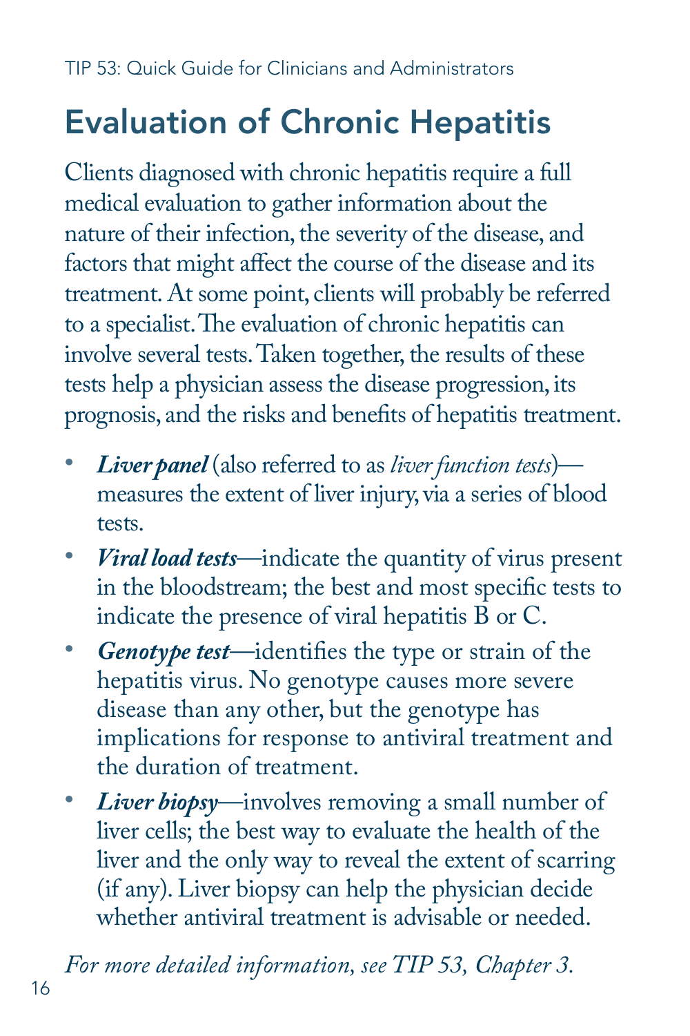# Evaluation of Chronic Hepatitis

Clients diagnosed with chronic hepatitis require a full medical evaluation to gather information about the nature of their infection, the severity of the disease, and factors that might affect the course of the disease and its treatment. At some point, clients will probably be referred to a specialist. The evaluation of chronic hepatitis can involve several tests. Taken together, the results of these tests help a physician assess the disease progression, its prognosis, and the risks and benefits of hepatitis treatment.

- ***Liver panel*** (also referred to as *liver function tests*)—measures the extent of liver injury, via a series of blood tests.
- ***Viral load tests***—indicate the quantity of virus present in the bloodstream; the best and most specific tests to indicate the presence of viral hepatitis B or C.
- ***Genotype test***—identifies the type or strain of the hepatitis virus. No genotype causes more severe disease than any other, but the genotype has implications for response to antiviral treatment and the duration of treatment.
- ***Liver biopsy***—involves removing a small number of liver cells; the best way to evaluate the health of the liver and the only way to reveal the extent of scarring (if any). Liver biopsy can help the physician decide whether antiviral treatment is advisable or needed.

*For more detailed information, see TIP 53, Chapter 3.*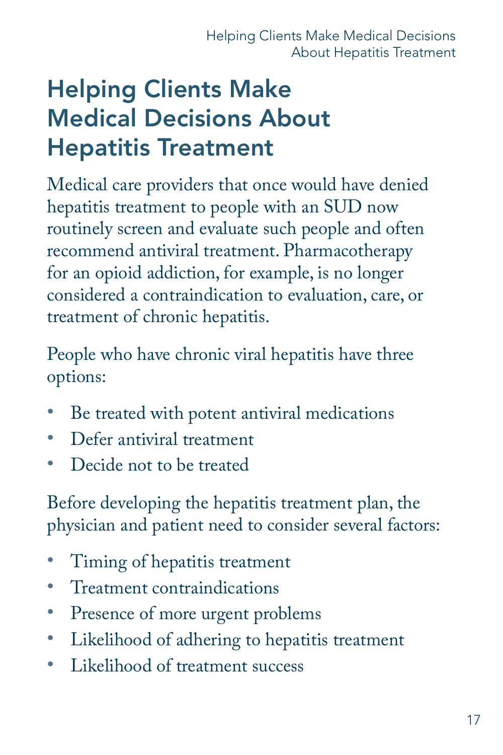# Helping Clients Make Medical Decisions About Hepatitis Treatment

Medical care providers that once would have denied hepatitis treatment to people with an SUD now routinely screen and evaluate such people and often recommend antiviral treatment. Pharmacotherapy for an opioid addiction, for example, is no longer considered a contraindication to evaluation, care, or treatment of chronic hepatitis.

People who have chronic viral hepatitis have three options:

- Be treated with potent antiviral medications
- Defer antiviral treatment
- Decide not to be treated

Before developing the hepatitis treatment plan, the physician and patient need to consider several factors:

- Timing of hepatitis treatment
- Treatment contraindications
- Presence of more urgent problems
- Likelihood of adhering to hepatitis treatment
- Likelihood of treatment success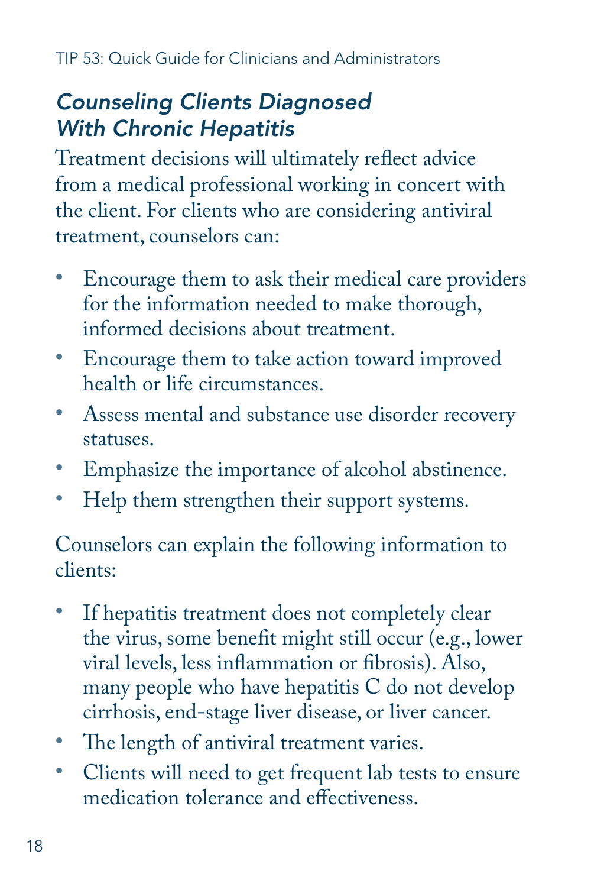## *Counseling Clients Diagnosed With Chronic Hepatitis*

Treatment decisions will ultimately reflect advice from a medical professional working in concert with the client. For clients who are considering antiviral treatment, counselors can:

- Encourage them to ask their medical care providers for the information needed to make thorough, informed decisions about treatment.
- Encourage them to take action toward improved health or life circumstances.
- Assess mental and substance use disorder recovery statuses.
- Emphasize the importance of alcohol abstinence.
- Help them strengthen their support systems.

Counselors can explain the following information to clients:

- If hepatitis treatment does not completely clear the virus, some benefit might still occur (e.g., lower viral levels, less inflammation or fibrosis). Also, many people who have hepatitis C do not develop cirrhosis, end-stage liver disease, or liver cancer.
- The length of antiviral treatment varies.
- Clients will need to get frequent lab tests to ensure medication tolerance and effectiveness.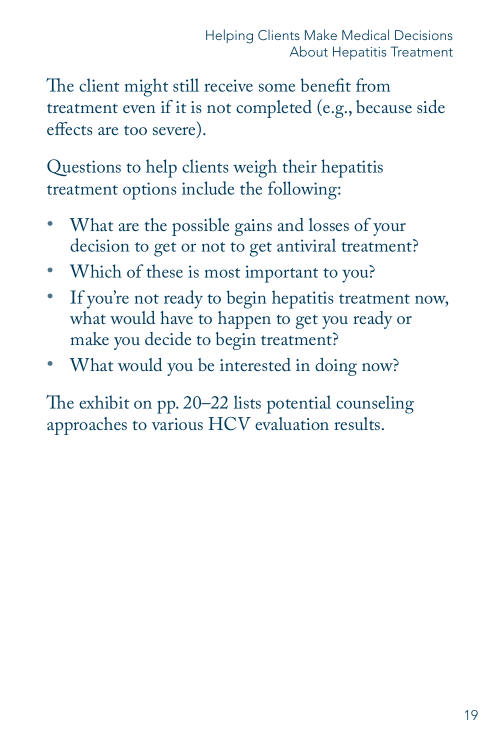The client might still receive some benefit from treatment even if it is not completed (e.g., because side effects are too severe).

Questions to help clients weigh their hepatitis treatment options include the following:

- What are the possible gains and losses of your decision to get or not to get antiviral treatment?
- Which of these is most important to you?
- If you're not ready to begin hepatitis treatment now, what would have to happen to get you ready or make you decide to begin treatment?
- What would you be interested in doing now?

The exhibit on pp. 20–22 lists potential counseling approaches to various HCV evaluation results.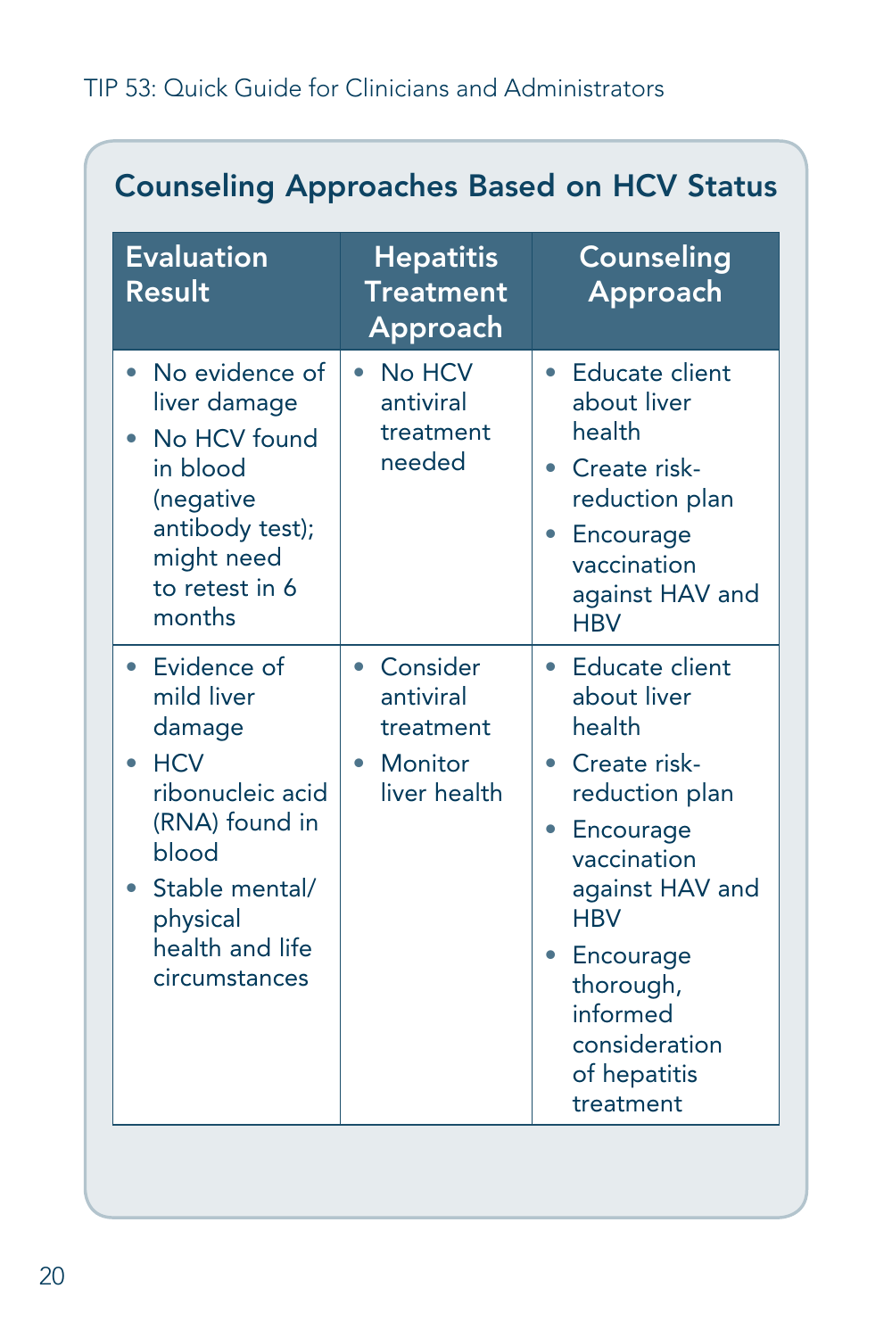## Counseling Approaches Based on HCV Status

| Evaluation Result | Hepatitis Treatment Approach | Counseling Approach |
|---|---|---|
| • No evidence of liver damage<br>• No HCV found in blood (negative antibody test); might need to retest in 6 months | • No HCV antiviral treatment needed | • Educate client about liver health<br>• Create risk-reduction plan<br>• Encourage vaccination against HAV and HBV |
| • Evidence of mild liver damage<br>• HCV ribonucleic acid (RNA) found in blood<br>• Stable mental/physical health and life circumstances | • Consider antiviral treatment<br>• Monitor liver health | • Educate client about liver health<br>• Create risk-reduction plan<br>• Encourage vaccination against HAV and HBV<br>• Encourage thorough, informed consideration of hepatitis treatment |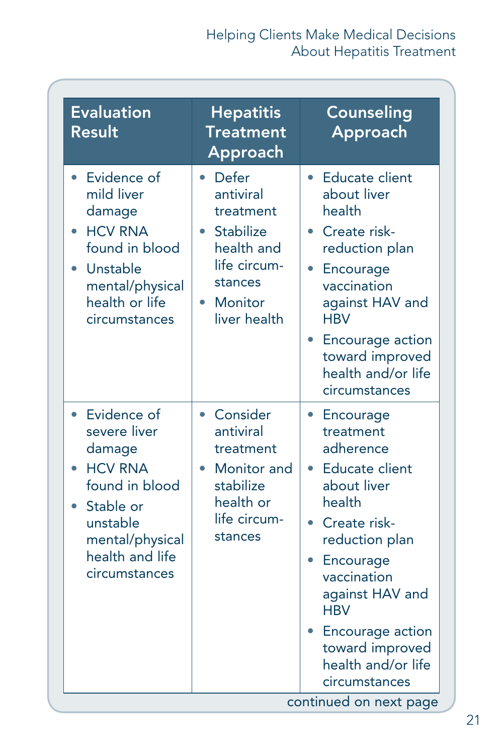| Evaluation Result | Hepatitis Treatment Approach | Counseling Approach |
|---|---|---|
| • Evidence of mild liver damage<br>• HCV RNA found in blood<br>• Unstable mental/physical health or life circumstances | • Defer antiviral treatment<br>• Stabilize health and life circum-stances<br>• Monitor liver health | • Educate client about liver health<br>• Create risk-reduction plan<br>• Encourage vaccination against HAV and HBV<br>• Encourage action toward improved health and/or life circumstances |
| • Evidence of severe liver damage<br>• HCV RNA found in blood<br>• Stable or unstable mental/physical health and life circumstances | • Consider antiviral treatment<br>• Monitor and stabilize health or life circum-stances | • Encourage treatment adherence<br>• Educate client about liver health<br>• Create risk-reduction plan<br>• Encourage vaccination against HAV and HBV<br>• Encourage action toward improved health and/or life circumstances |

continued on next page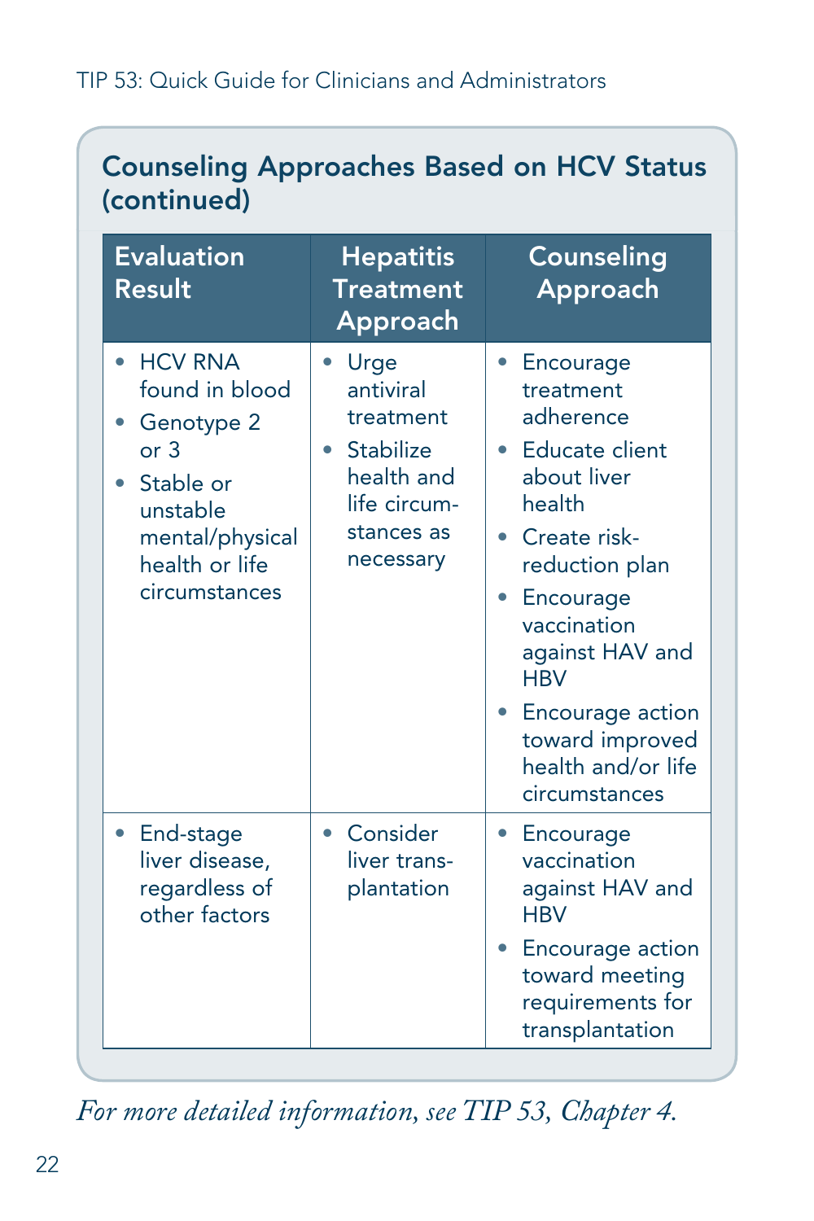## Counseling Approaches Based on HCV Status (continued)

| Evaluation Result | Hepatitis Treatment Approach | Counseling Approach |
|---|---|---|
| • HCV RNA found in blood<br>• Genotype 2 or 3<br>• Stable or unstable mental/physical health or life circumstances | • Urge antiviral treatment<br>• Stabilize health and life circumstances as necessary | • Encourage treatment adherence<br>• Educate client about liver health<br>• Create risk-reduction plan<br>• Encourage vaccination against HAV and HBV<br>• Encourage action toward improved health and/or life circumstances |
| • End-stage liver disease, regardless of other factors | • Consider liver transplantation | • Encourage vaccination against HAV and HBV<br>• Encourage action toward meeting requirements for transplantation |

*For more detailed information, see TIP 53, Chapter 4.*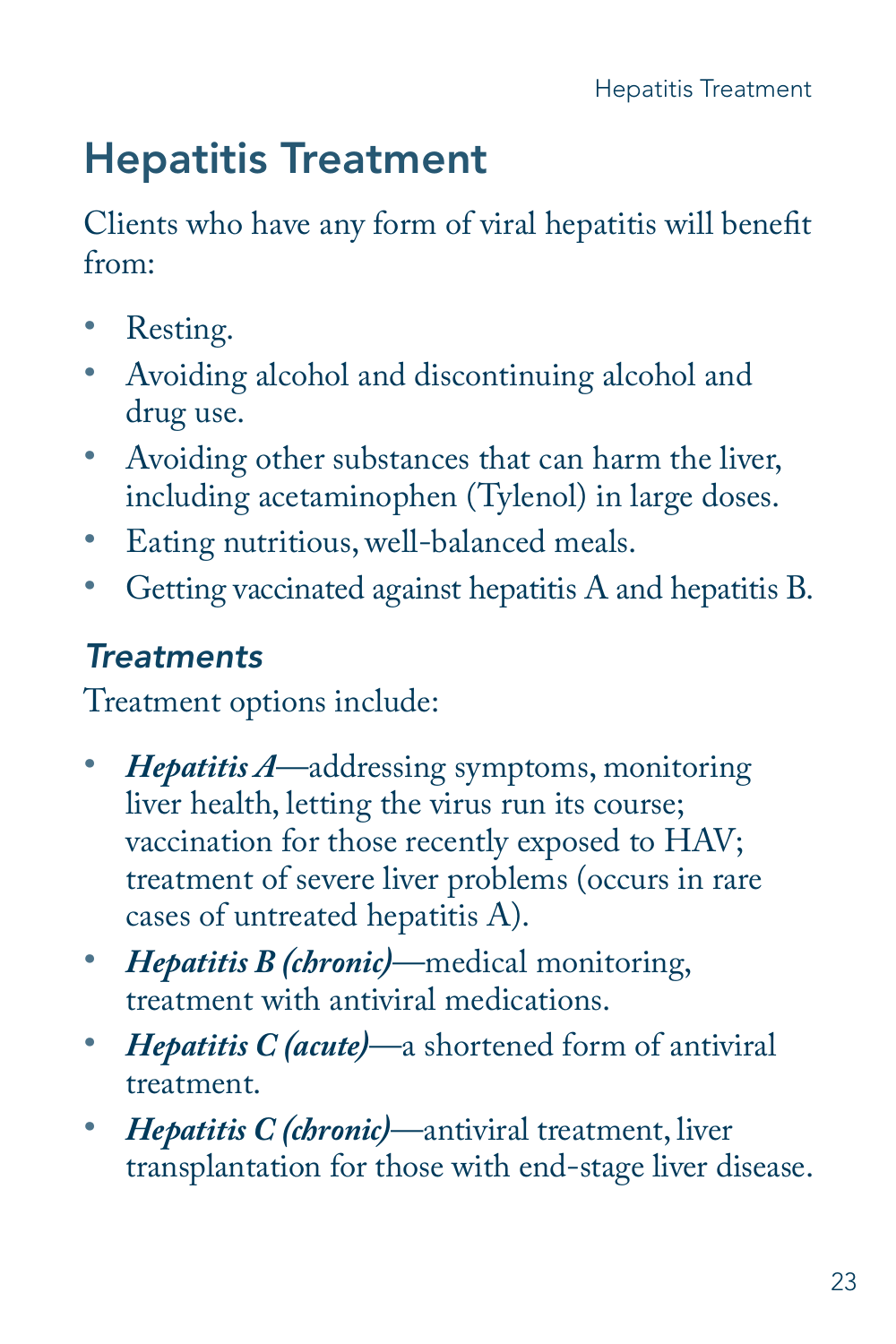# Hepatitis Treatment

Clients who have any form of viral hepatitis will benefit from:

- Resting.
- Avoiding alcohol and discontinuing alcohol and drug use.
- Avoiding other substances that can harm the liver, including acetaminophen (Tylenol) in large doses.
- Eating nutritious, well-balanced meals.
- Getting vaccinated against hepatitis A and hepatitis B.

## *Treatments*

Treatment options include:

- ***Hepatitis A***—addressing symptoms, monitoring liver health, letting the virus run its course; vaccination for those recently exposed to HAV; treatment of severe liver problems (occurs in rare cases of untreated hepatitis A).
- ***Hepatitis B (chronic)***—medical monitoring, treatment with antiviral medications.
- ***Hepatitis C (acute)***—a shortened form of antiviral treatment.
- ***Hepatitis C (chronic)***—antiviral treatment, liver transplantation for those with end-stage liver disease.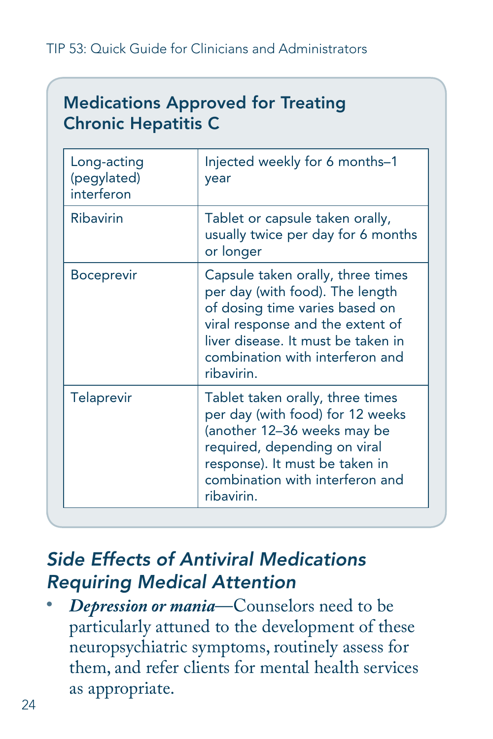## Medications Approved for Treating Chronic Hepatitis C

| Medication | Administration |
|---|---|
| Long-acting (pegylated) interferon | Injected weekly for 6 months–1 year |
| Ribavirin | Tablet or capsule taken orally, usually twice per day for 6 months or longer |
| Boceprevir | Capsule taken orally, three times per day (with food). The length of dosing time varies based on viral response and the extent of liver disease. It must be taken in combination with interferon and ribavirin. |
| Telaprevir | Tablet taken orally, three times per day (with food) for 12 weeks (another 12–36 weeks may be required, depending on viral response). It must be taken in combination with interferon and ribavirin. |

### *Side Effects of Antiviral Medications Requiring Medical Attention*

- ***Depression or mania***—Counselors need to be particularly attuned to the development of these neuropsychiatric symptoms, routinely assess for them, and refer clients for mental health services as appropriate.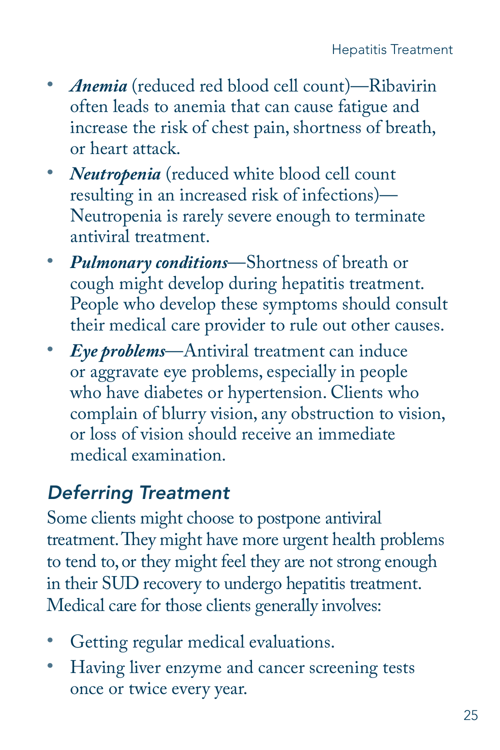- ***Anemia*** (reduced red blood cell count)—Ribavirin often leads to anemia that can cause fatigue and increase the risk of chest pain, shortness of breath, or heart attack.
- ***Neutropenia*** (reduced white blood cell count resulting in an increased risk of infections)—Neutropenia is rarely severe enough to terminate antiviral treatment.
- ***Pulmonary conditions***—Shortness of breath or cough might develop during hepatitis treatment. People who develop these symptoms should consult their medical care provider to rule out other causes.
- ***Eye problems***—Antiviral treatment can induce or aggravate eye problems, especially in people who have diabetes or hypertension. Clients who complain of blurry vision, any obstruction to vision, or loss of vision should receive an immediate medical examination.

### *Deferring Treatment*

Some clients might choose to postpone antiviral treatment. They might have more urgent health problems to tend to, or they might feel they are not strong enough in their SUD recovery to undergo hepatitis treatment. Medical care for those clients generally involves:

- Getting regular medical evaluations.
- Having liver enzyme and cancer screening tests once or twice every year.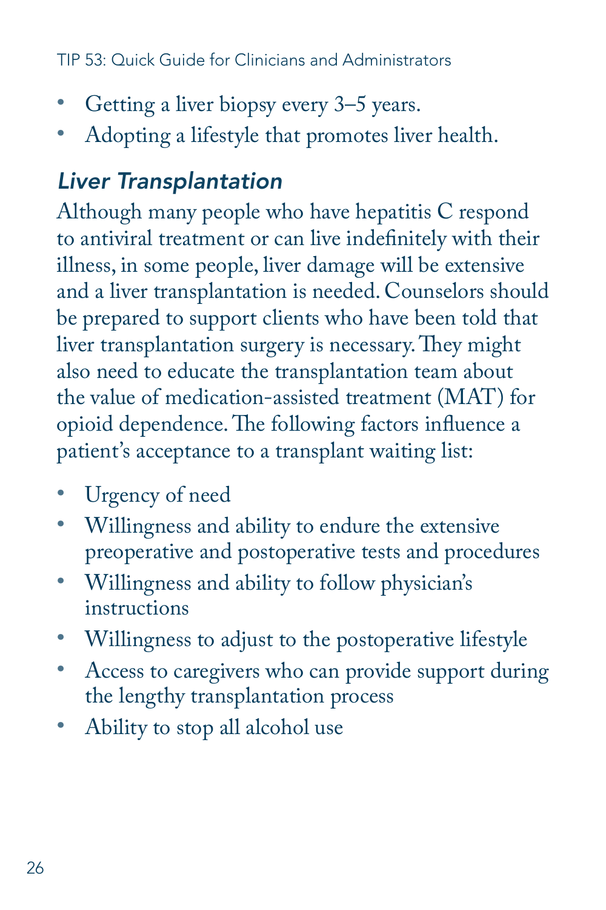- Getting a liver biopsy every 3–5 years.
- Adopting a lifestyle that promotes liver health.

### *Liver Transplantation*

Although many people who have hepatitis C respond to antiviral treatment or can live indefinitely with their illness, in some people, liver damage will be extensive and a liver transplantation is needed. Counselors should be prepared to support clients who have been told that liver transplantation surgery is necessary. They might also need to educate the transplantation team about the value of medication-assisted treatment (MAT) for opioid dependence. The following factors influence a patient's acceptance to a transplant waiting list:

- Urgency of need
- Willingness and ability to endure the extensive preoperative and postoperative tests and procedures
- Willingness and ability to follow physician's instructions
- Willingness to adjust to the postoperative lifestyle
- Access to caregivers who can provide support during the lengthy transplantation process
- Ability to stop all alcohol use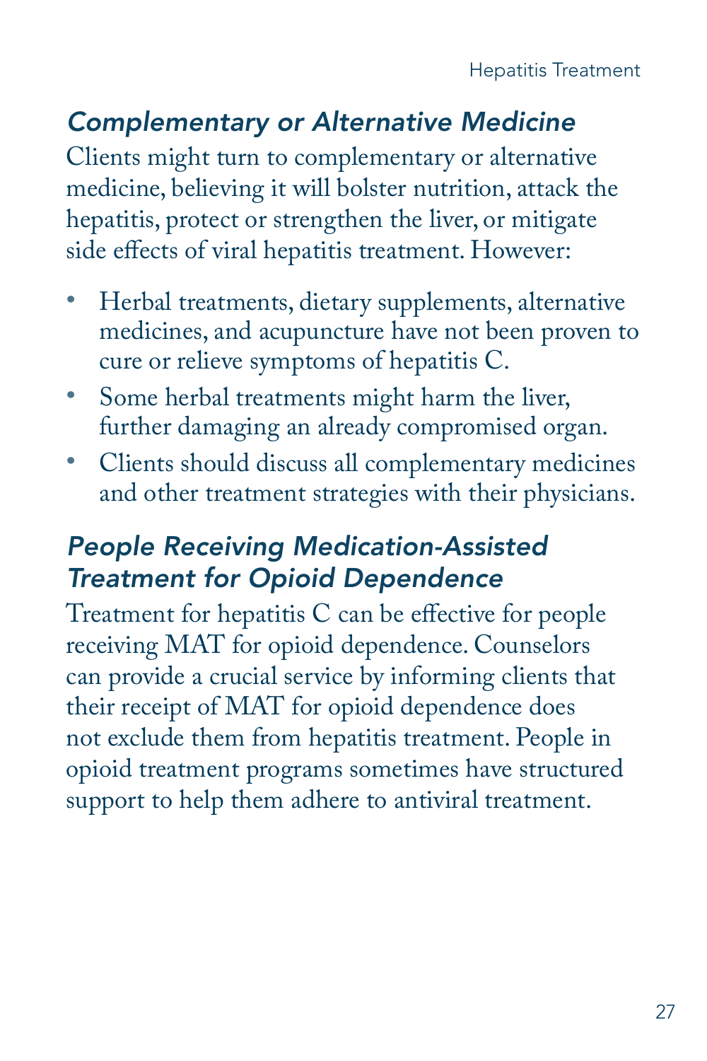### *Complementary or Alternative Medicine*

Clients might turn to complementary or alternative medicine, believing it will bolster nutrition, attack the hepatitis, protect or strengthen the liver, or mitigate side effects of viral hepatitis treatment. However:

- Herbal treatments, dietary supplements, alternative medicines, and acupuncture have not been proven to cure or relieve symptoms of hepatitis C.
- Some herbal treatments might harm the liver, further damaging an already compromised organ.
- Clients should discuss all complementary medicines and other treatment strategies with their physicians.

### *People Receiving Medication-Assisted Treatment for Opioid Dependence*

Treatment for hepatitis C can be effective for people receiving MAT for opioid dependence. Counselors can provide a crucial service by informing clients that their receipt of MAT for opioid dependence does not exclude them from hepatitis treatment. People in opioid treatment programs sometimes have structured support to help them adhere to antiviral treatment.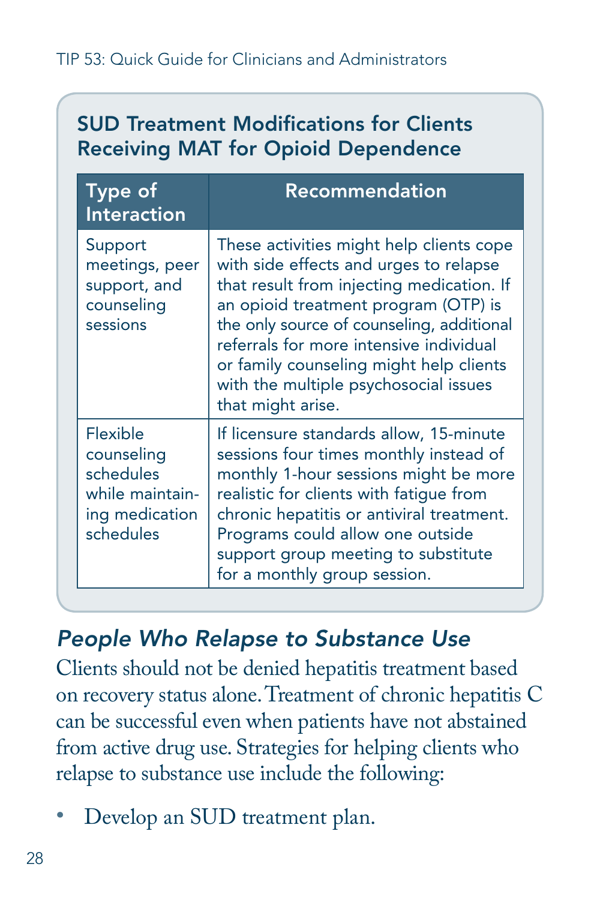### SUD Treatment Modifications for Clients Receiving MAT for Opioid Dependence

| Type of Interaction | Recommendation |
| --- | --- |
| Support meetings, peer support, and counseling sessions | These activities might help clients cope with side effects and urges to relapse that result from injecting medication. If an opioid treatment program (OTP) is the only source of counseling, additional referrals for more intensive individual or family counseling might help clients with the multiple psychosocial issues that might arise. |
| Flexible counseling schedules while maintaining medication schedules | If licensure standards allow, 15-minute sessions four times monthly instead of monthly 1-hour sessions might be more realistic for clients with fatigue from chronic hepatitis or antiviral treatment. Programs could allow one outside support group meeting to substitute for a monthly group session. |

## *People Who Relapse to Substance Use*

Clients should not be denied hepatitis treatment based on recovery status alone. Treatment of chronic hepatitis C can be successful even when patients have not abstained from active drug use. Strategies for helping clients who relapse to substance use include the following:

- Develop an SUD treatment plan.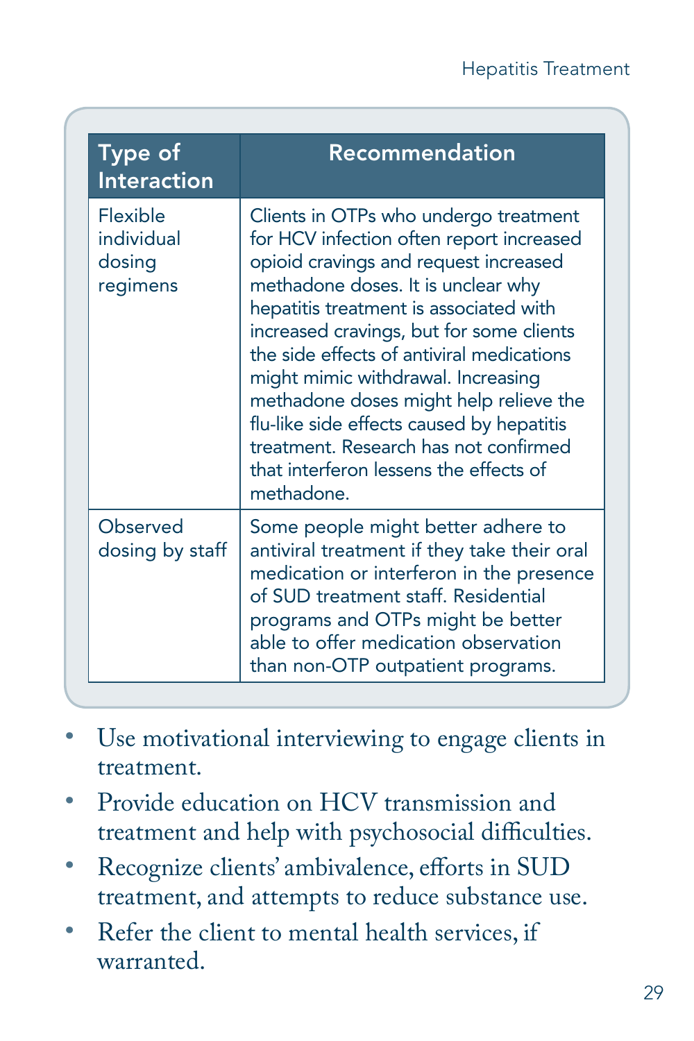| Type of Interaction | Recommendation |
| --- | --- |
| Flexible individual dosing regimens | Clients in OTPs who undergo treatment for HCV infection often report increased opioid cravings and request increased methadone doses. It is unclear why hepatitis treatment is associated with increased cravings, but for some clients the side effects of antiviral medications might mimic withdrawal. Increasing methadone doses might help relieve the flu-like side effects caused by hepatitis treatment. Research has not confirmed that interferon lessens the effects of methadone. |
| Observed dosing by staff | Some people might better adhere to antiviral treatment if they take their oral medication or interferon in the presence of SUD treatment staff. Residential programs and OTPs might be better able to offer medication observation than non-OTP outpatient programs. |

- Use motivational interviewing to engage clients in treatment.
- Provide education on HCV transmission and treatment and help with psychosocial difficulties.
- Recognize clients' ambivalence, efforts in SUD treatment, and attempts to reduce substance use.
- Refer the client to mental health services, if warranted.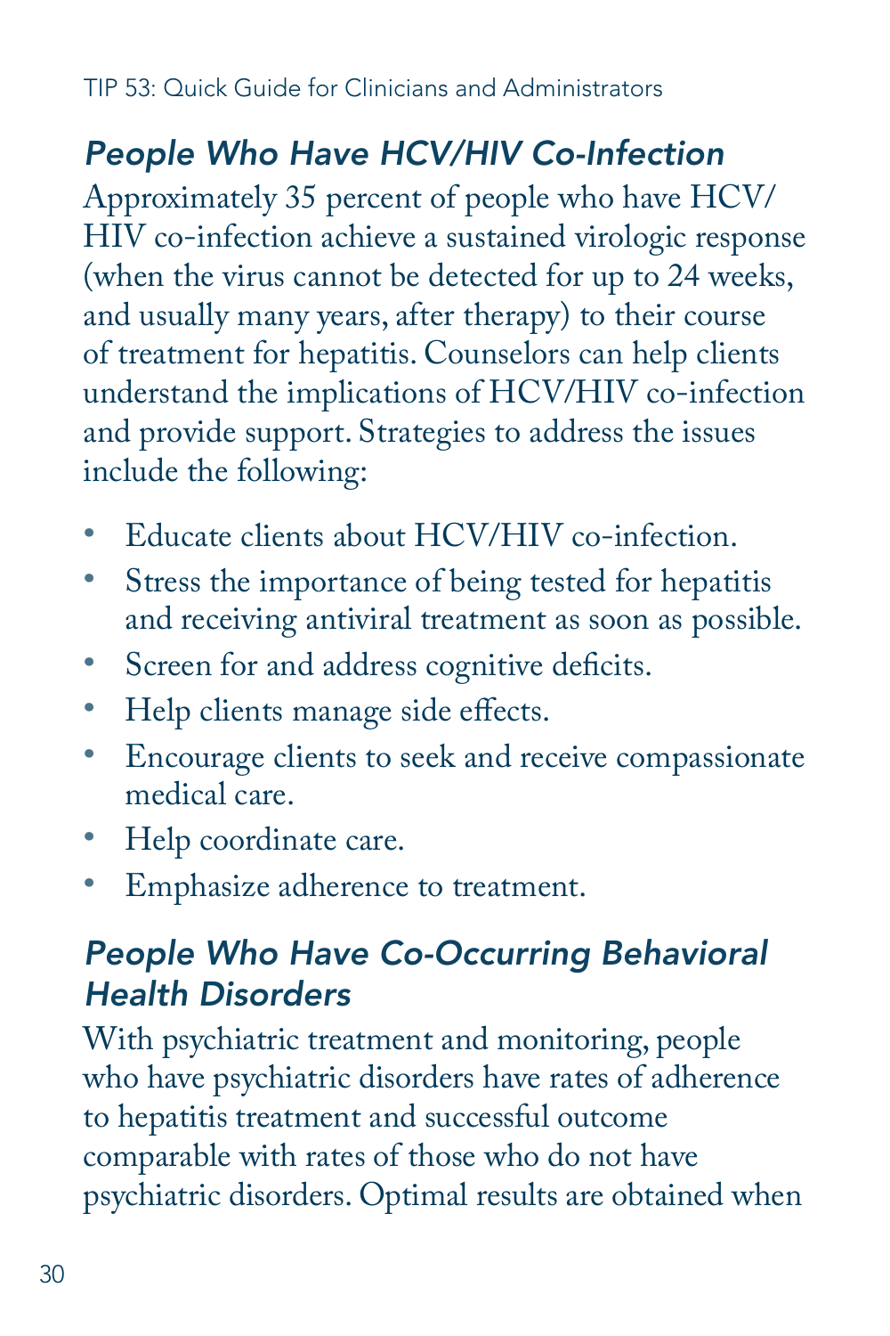### *People Who Have HCV/HIV Co-Infection*

Approximately 35 percent of people who have HCV/HIV co-infection achieve a sustained virologic response (when the virus cannot be detected for up to 24 weeks, and usually many years, after therapy) to their course of treatment for hepatitis. Counselors can help clients understand the implications of HCV/HIV co-infection and provide support. Strategies to address the issues include the following:

- Educate clients about HCV/HIV co-infection.
- Stress the importance of being tested for hepatitis and receiving antiviral treatment as soon as possible.
- Screen for and address cognitive deficits.
- Help clients manage side effects.
- Encourage clients to seek and receive compassionate medical care.
- Help coordinate care.
- Emphasize adherence to treatment.

### *People Who Have Co-Occurring Behavioral Health Disorders*

With psychiatric treatment and monitoring, people who have psychiatric disorders have rates of adherence to hepatitis treatment and successful outcome comparable with rates of those who do not have psychiatric disorders. Optimal results are obtained when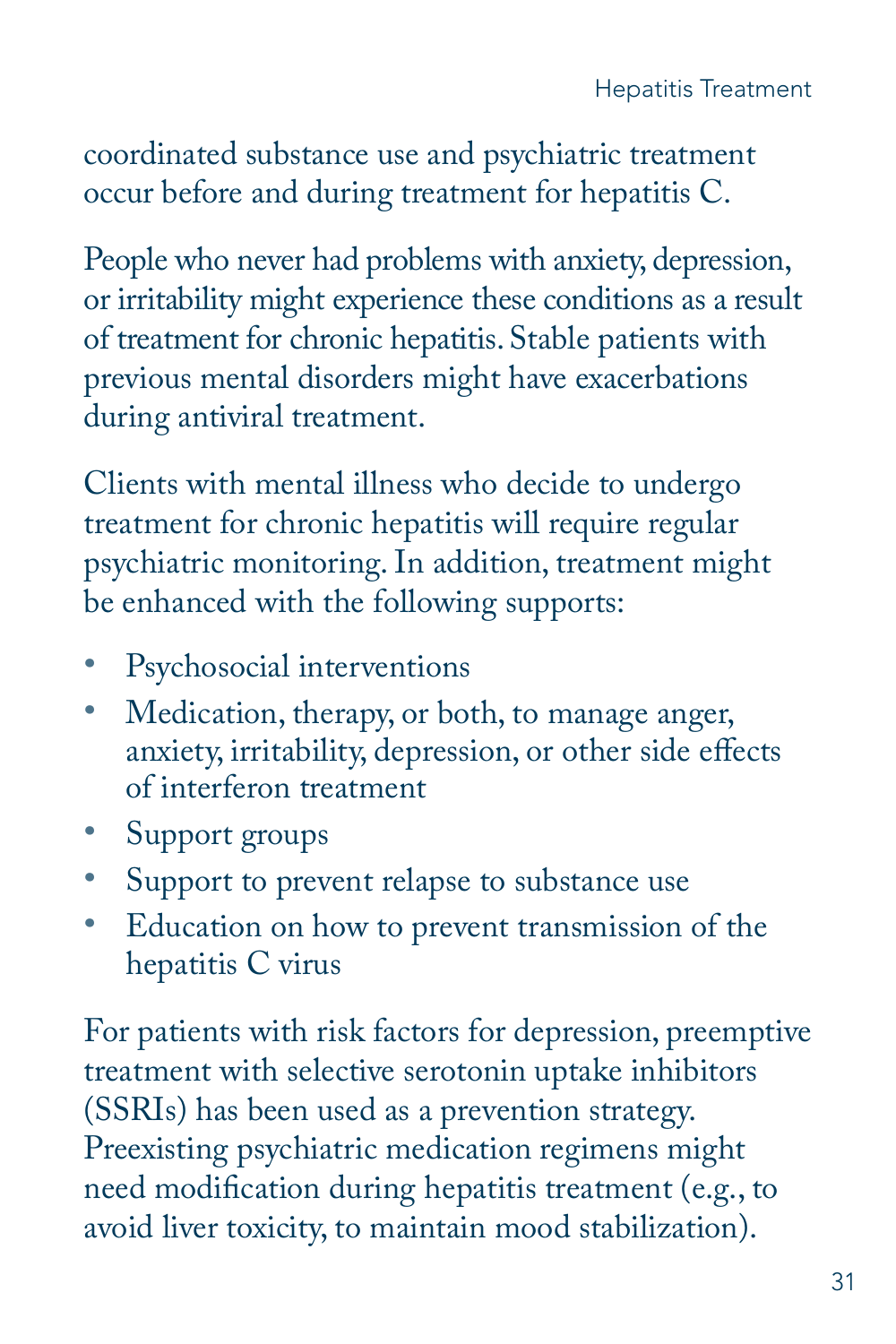coordinated substance use and psychiatric treatment occur before and during treatment for hepatitis C.

People who never had problems with anxiety, depression, or irritability might experience these conditions as a result of treatment for chronic hepatitis. Stable patients with previous mental disorders might have exacerbations during antiviral treatment.

Clients with mental illness who decide to undergo treatment for chronic hepatitis will require regular psychiatric monitoring. In addition, treatment might be enhanced with the following supports:

- Psychosocial interventions
- Medication, therapy, or both, to manage anger, anxiety, irritability, depression, or other side effects of interferon treatment
- Support groups
- Support to prevent relapse to substance use
- Education on how to prevent transmission of the hepatitis C virus

For patients with risk factors for depression, preemptive treatment with selective serotonin uptake inhibitors (SSRIs) has been used as a prevention strategy. Preexisting psychiatric medication regimens might need modification during hepatitis treatment (e.g., to avoid liver toxicity, to maintain mood stabilization).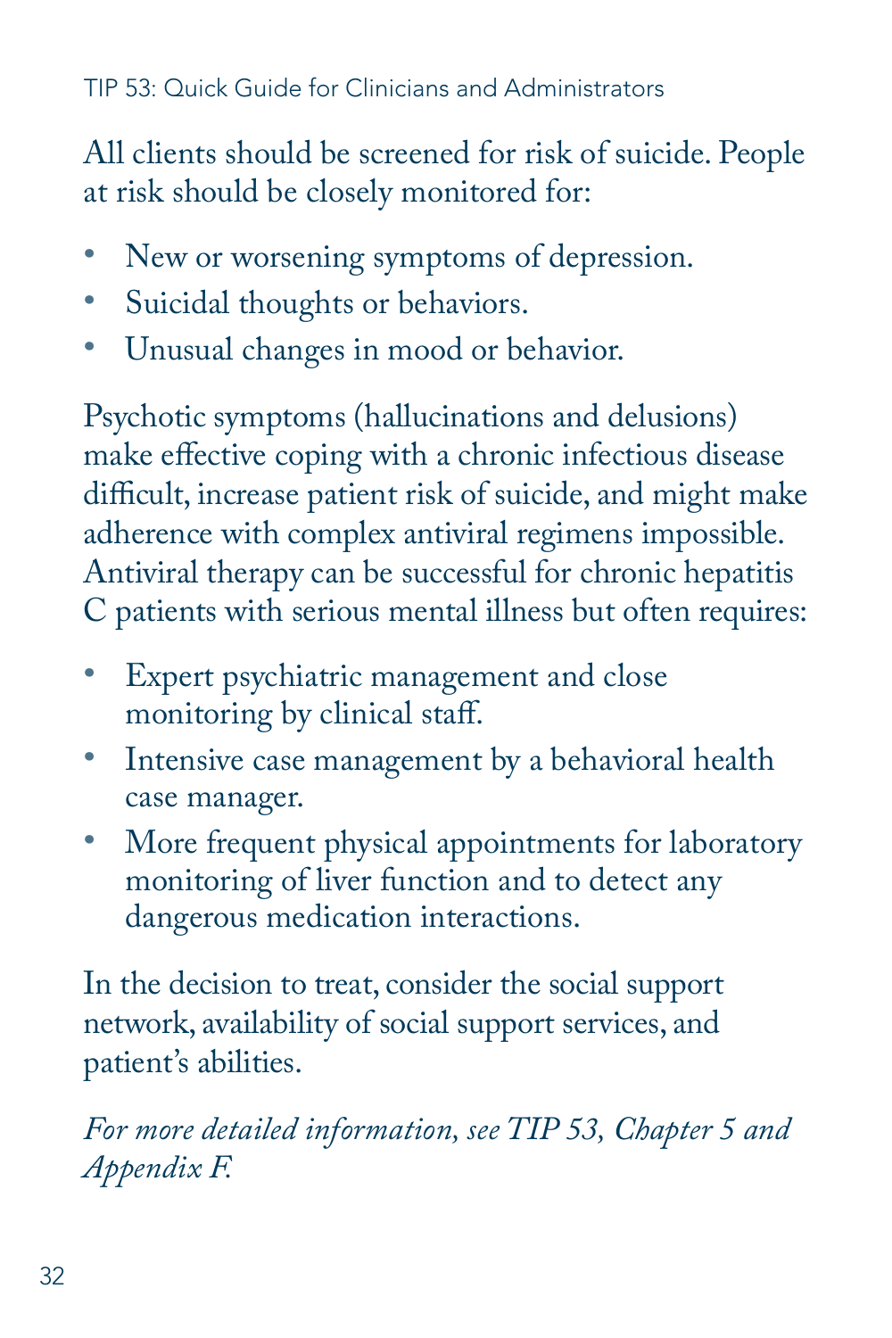All clients should be screened for risk of suicide. People at risk should be closely monitored for:

- New or worsening symptoms of depression.
- Suicidal thoughts or behaviors.
- Unusual changes in mood or behavior.

Psychotic symptoms (hallucinations and delusions) make effective coping with a chronic infectious disease difficult, increase patient risk of suicide, and might make adherence with complex antiviral regimens impossible. Antiviral therapy can be successful for chronic hepatitis C patients with serious mental illness but often requires:

- Expert psychiatric management and close monitoring by clinical staff.
- Intensive case management by a behavioral health case manager.
- More frequent physical appointments for laboratory monitoring of liver function and to detect any dangerous medication interactions.

In the decision to treat, consider the social support network, availability of social support services, and patient's abilities.

*For more detailed information, see TIP 53, Chapter 5 and Appendix F.*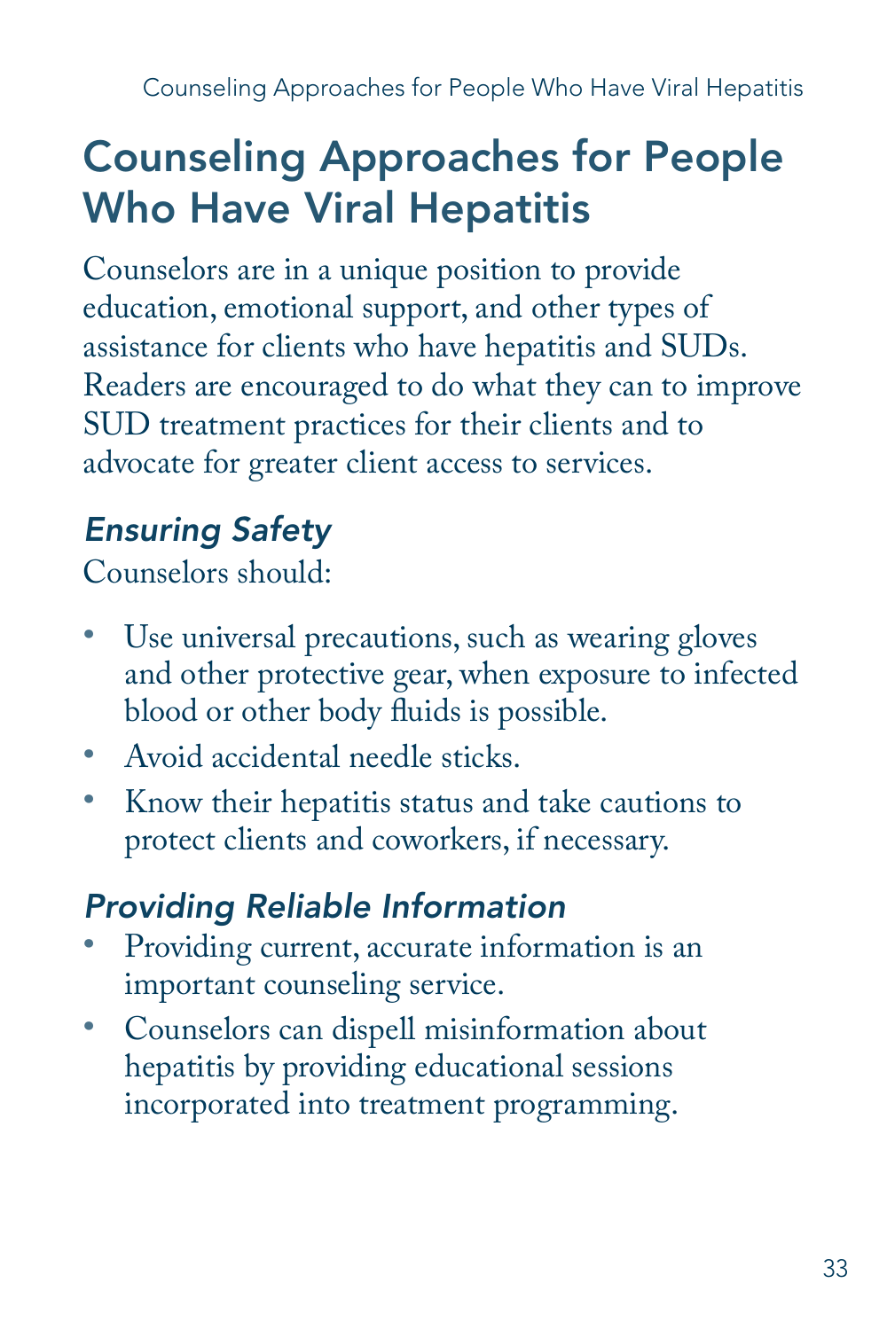# Counseling Approaches for People Who Have Viral Hepatitis

Counselors are in a unique position to provide education, emotional support, and other types of assistance for clients who have hepatitis and SUDs. Readers are encouraged to do what they can to improve SUD treatment practices for their clients and to advocate for greater client access to services.

## *Ensuring Safety*

Counselors should:

- Use universal precautions, such as wearing gloves and other protective gear, when exposure to infected blood or other body fluids is possible.
- Avoid accidental needle sticks.
- Know their hepatitis status and take cautions to protect clients and coworkers, if necessary.

## *Providing Reliable Information*

- Providing current, accurate information is an important counseling service.
- Counselors can dispell misinformation about hepatitis by providing educational sessions incorporated into treatment programming.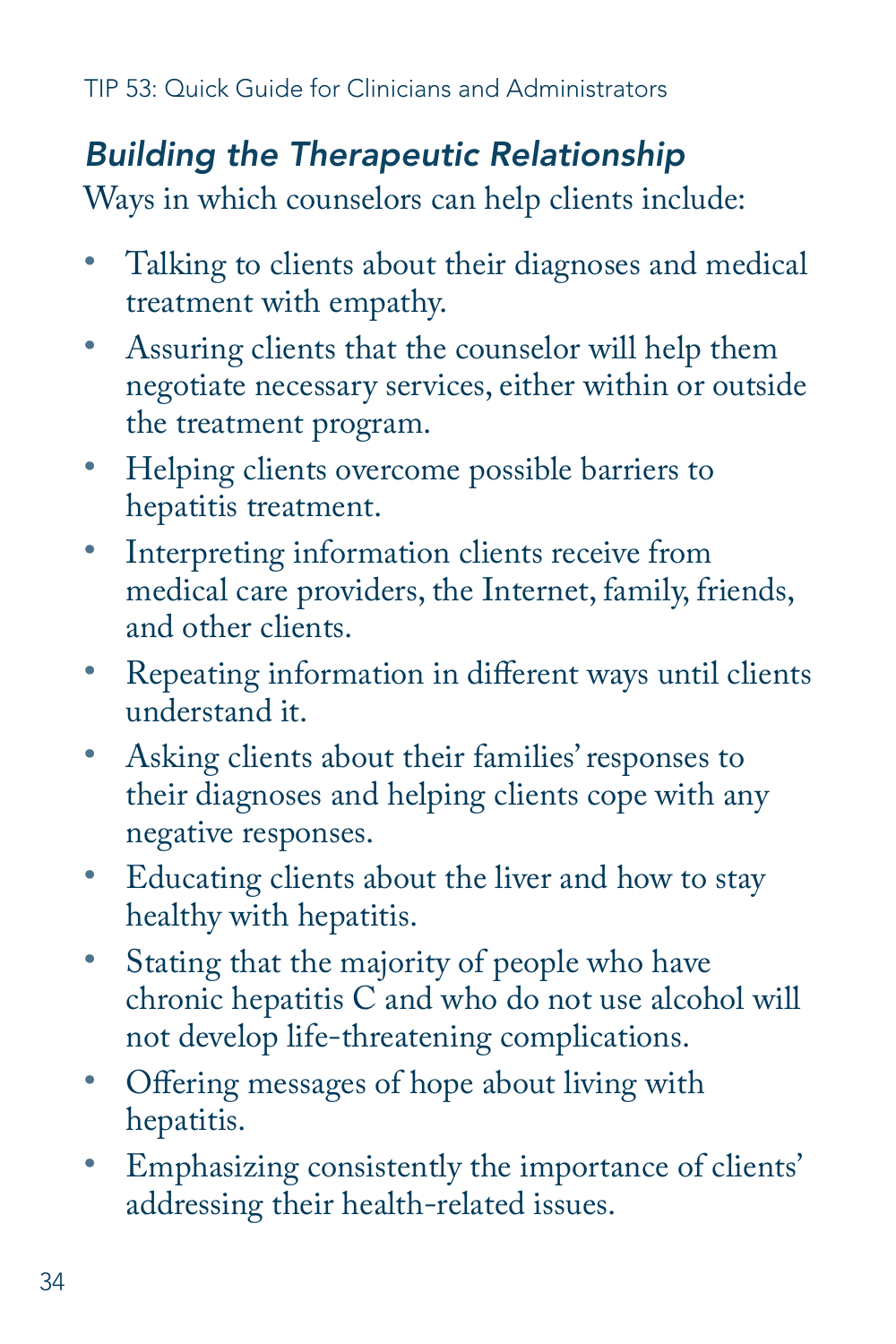## *Building the Therapeutic Relationship*

Ways in which counselors can help clients include:

- Talking to clients about their diagnoses and medical treatment with empathy.
- Assuring clients that the counselor will help them negotiate necessary services, either within or outside the treatment program.
- Helping clients overcome possible barriers to hepatitis treatment.
- Interpreting information clients receive from medical care providers, the Internet, family, friends, and other clients.
- Repeating information in different ways until clients understand it.
- Asking clients about their families' responses to their diagnoses and helping clients cope with any negative responses.
- Educating clients about the liver and how to stay healthy with hepatitis.
- Stating that the majority of people who have chronic hepatitis C and who do not use alcohol will not develop life-threatening complications.
- Offering messages of hope about living with hepatitis.
- Emphasizing consistently the importance of clients' addressing their health-related issues.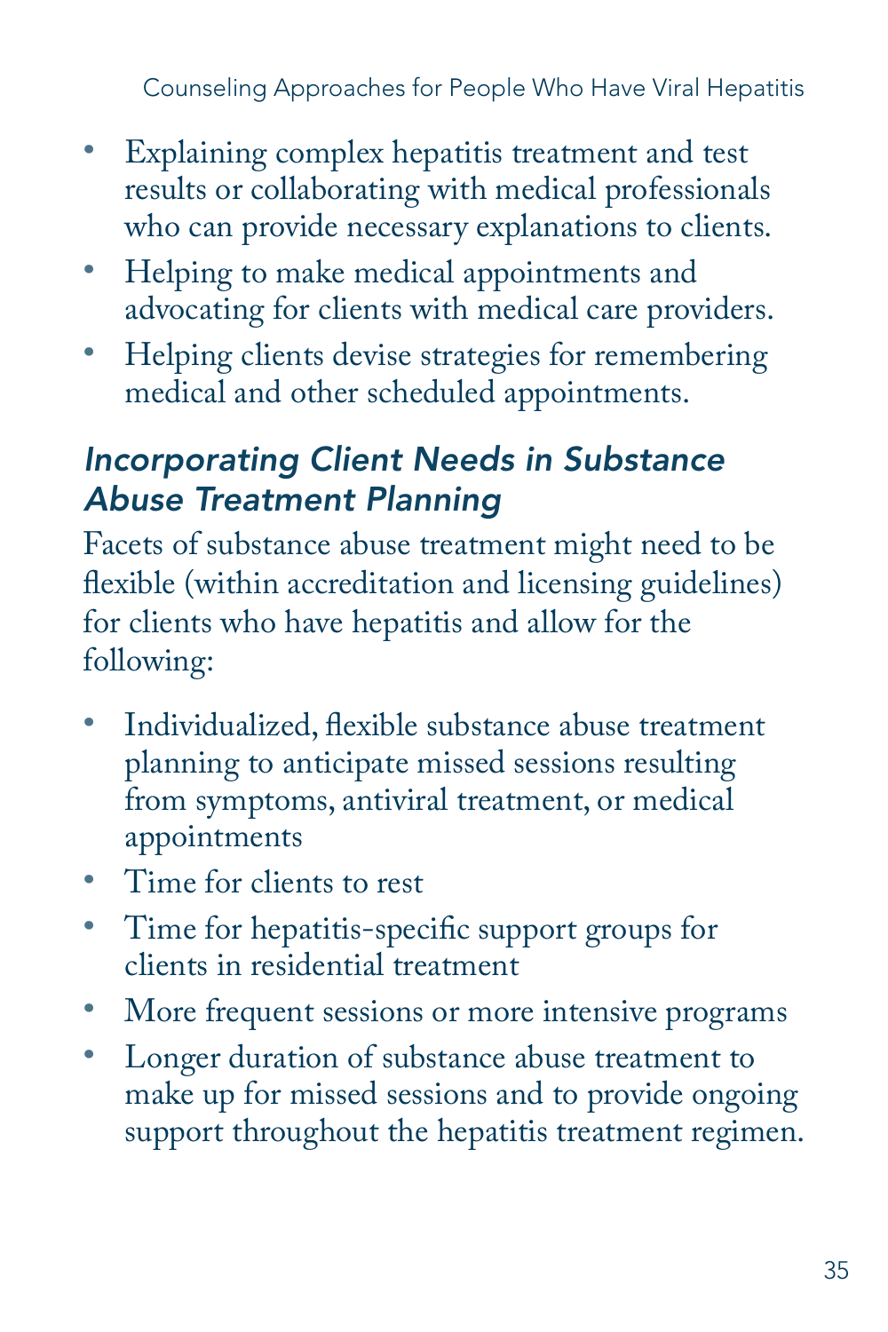- Explaining complex hepatitis treatment and test results or collaborating with medical professionals who can provide necessary explanations to clients.
- Helping to make medical appointments and advocating for clients with medical care providers.
- Helping clients devise strategies for remembering medical and other scheduled appointments.

### *Incorporating Client Needs in Substance Abuse Treatment Planning*

Facets of substance abuse treatment might need to be flexible (within accreditation and licensing guidelines) for clients who have hepatitis and allow for the following:

- Individualized, flexible substance abuse treatment planning to anticipate missed sessions resulting from symptoms, antiviral treatment, or medical appointments
- Time for clients to rest
- Time for hepatitis-specific support groups for clients in residential treatment
- More frequent sessions or more intensive programs
- Longer duration of substance abuse treatment to make up for missed sessions and to provide ongoing support throughout the hepatitis treatment regimen.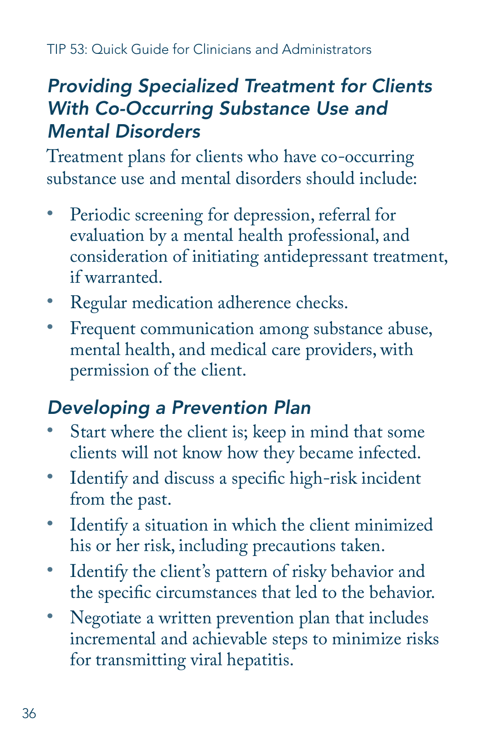## *Providing Specialized Treatment for Clients With Co-Occurring Substance Use and Mental Disorders*

Treatment plans for clients who have co-occurring substance use and mental disorders should include:

- Periodic screening for depression, referral for evaluation by a mental health professional, and consideration of initiating antidepressant treatment, if warranted.
- Regular medication adherence checks.
- Frequent communication among substance abuse, mental health, and medical care providers, with permission of the client.

## *Developing a Prevention Plan*

- Start where the client is; keep in mind that some clients will not know how they became infected.
- Identify and discuss a specific high-risk incident from the past.
- Identify a situation in which the client minimized his or her risk, including precautions taken.
- Identify the client's pattern of risky behavior and the specific circumstances that led to the behavior.
- Negotiate a written prevention plan that includes incremental and achievable steps to minimize risks for transmitting viral hepatitis.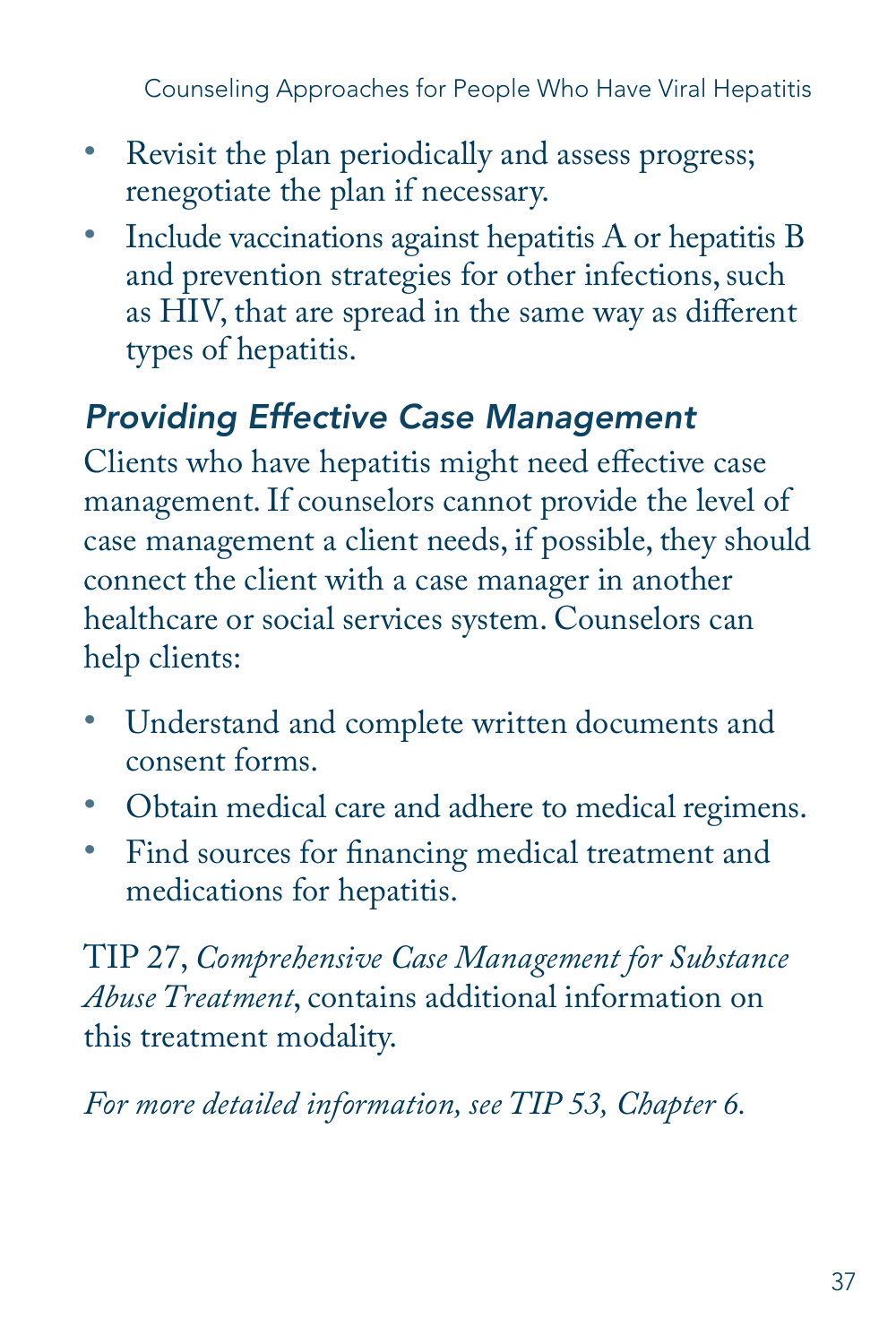- Revisit the plan periodically and assess progress; renegotiate the plan if necessary.
- Include vaccinations against hepatitis A or hepatitis B and prevention strategies for other infections, such as HIV, that are spread in the same way as different types of hepatitis.

### *Providing Effective Case Management*

Clients who have hepatitis might need effective case management. If counselors cannot provide the level of case management a client needs, if possible, they should connect the client with a case manager in another healthcare or social services system. Counselors can help clients:

- Understand and complete written documents and consent forms.
- Obtain medical care and adhere to medical regimens.
- Find sources for financing medical treatment and medications for hepatitis.

TIP 27, *Comprehensive Case Management for Substance Abuse Treatment*, contains additional information on this treatment modality.

*For more detailed information, see TIP 53, Chapter 6.*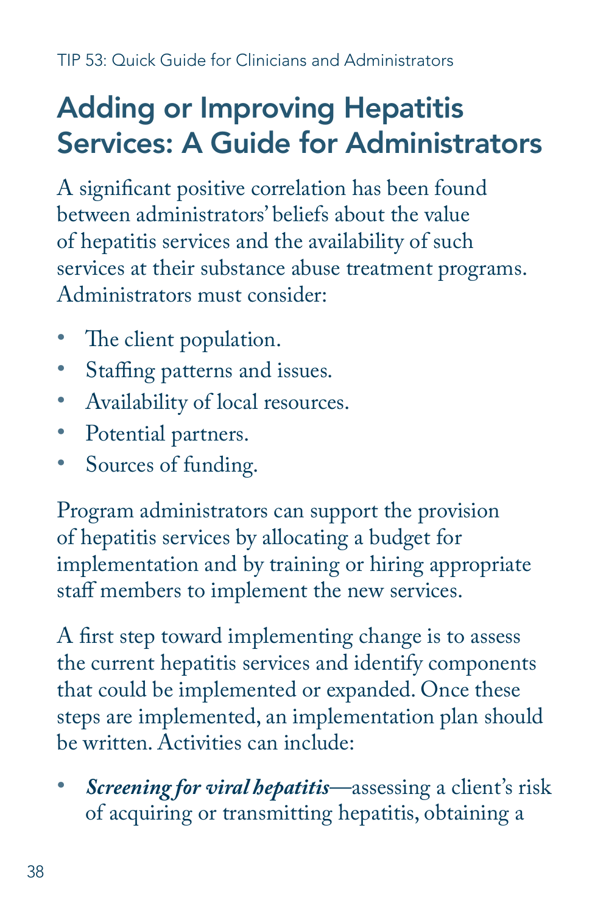# Adding or Improving Hepatitis Services: A Guide for Administrators

A significant positive correlation has been found between administrators' beliefs about the value of hepatitis services and the availability of such services at their substance abuse treatment programs. Administrators must consider:

- The client population.
- Staffing patterns and issues.
- Availability of local resources.
- Potential partners.
- Sources of funding.

Program administrators can support the provision of hepatitis services by allocating a budget for implementation and by training or hiring appropriate staff members to implement the new services.

A first step toward implementing change is to assess the current hepatitis services and identify components that could be implemented or expanded. Once these steps are implemented, an implementation plan should be written. Activities can include:

- ***Screening for viral hepatitis***—assessing a client's risk of acquiring or transmitting hepatitis, obtaining a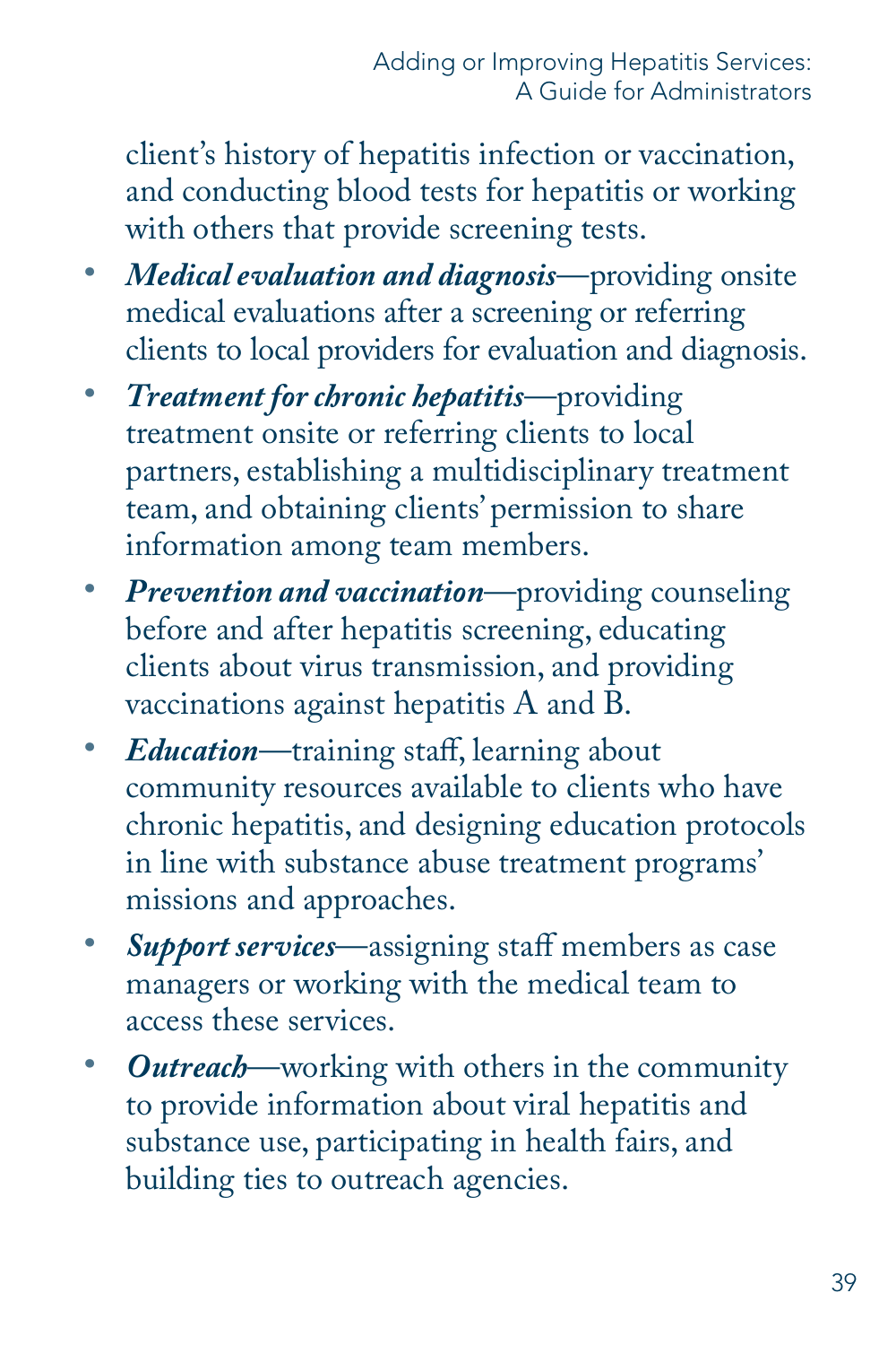client's history of hepatitis infection or vaccination, and conducting blood tests for hepatitis or working with others that provide screening tests.

- ***Medical evaluation and diagnosis***—providing onsite medical evaluations after a screening or referring clients to local providers for evaluation and diagnosis.
- ***Treatment for chronic hepatitis***—providing treatment onsite or referring clients to local partners, establishing a multidisciplinary treatment team, and obtaining clients' permission to share information among team members.
- ***Prevention and vaccination***—providing counseling before and after hepatitis screening, educating clients about virus transmission, and providing vaccinations against hepatitis A and B.
- ***Education***—training staff, learning about community resources available to clients who have chronic hepatitis, and designing education protocols in line with substance abuse treatment programs' missions and approaches.
- ***Support services***—assigning staff members as case managers or working with the medical team to access these services.
- ***Outreach***—working with others in the community to provide information about viral hepatitis and substance use, participating in health fairs, and building ties to outreach agencies.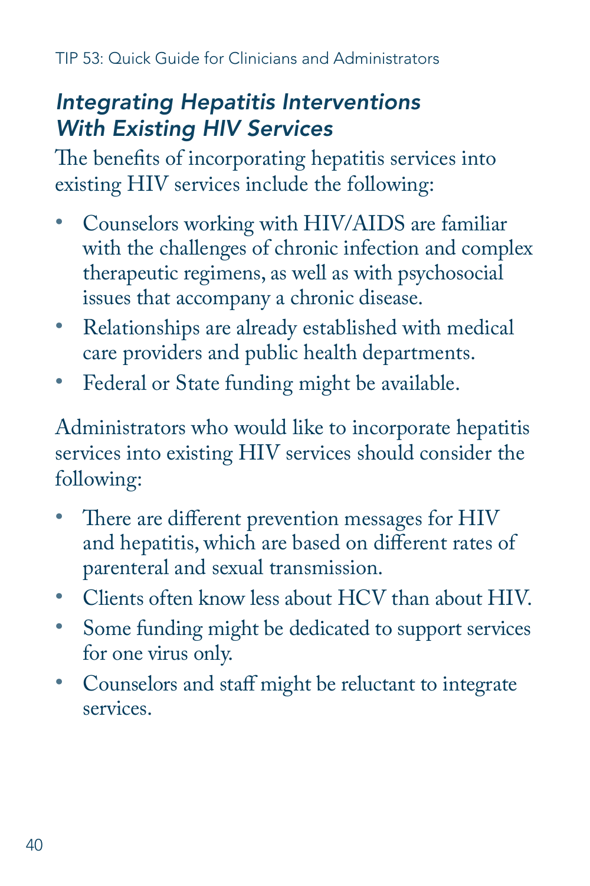## *Integrating Hepatitis Interventions With Existing HIV Services*

The benefits of incorporating hepatitis services into existing HIV services include the following:

- Counselors working with HIV/AIDS are familiar with the challenges of chronic infection and complex therapeutic regimens, as well as with psychosocial issues that accompany a chronic disease.
- Relationships are already established with medical care providers and public health departments.
- Federal or State funding might be available.

Administrators who would like to incorporate hepatitis services into existing HIV services should consider the following:

- There are different prevention messages for HIV and hepatitis, which are based on different rates of parenteral and sexual transmission.
- Clients often know less about HCV than about HIV.
- Some funding might be dedicated to support services for one virus only.
- Counselors and staff might be reluctant to integrate services.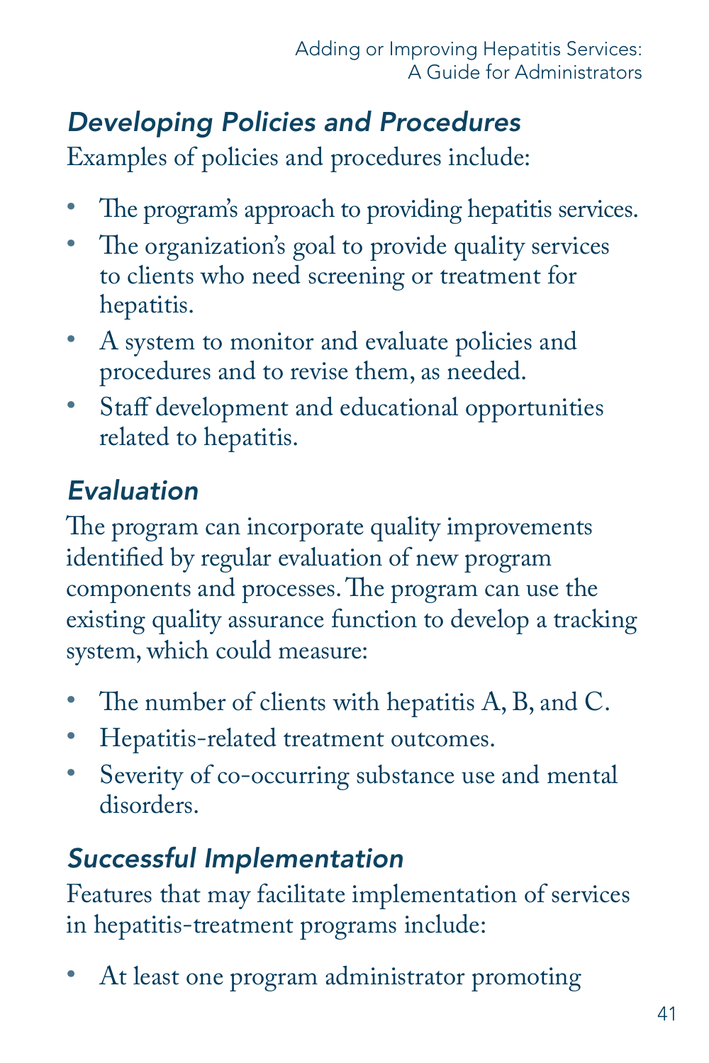### *Developing Policies and Procedures*

Examples of policies and procedures include:

- The program's approach to providing hepatitis services.
- The organization's goal to provide quality services to clients who need screening or treatment for hepatitis.
- A system to monitor and evaluate policies and procedures and to revise them, as needed.
- Staff development and educational opportunities related to hepatitis.

### *Evaluation*

The program can incorporate quality improvements identified by regular evaluation of new program components and processes. The program can use the existing quality assurance function to develop a tracking system, which could measure:

- The number of clients with hepatitis A, B, and C.
- Hepatitis-related treatment outcomes.
- Severity of co-occurring substance use and mental disorders.

### *Successful Implementation*

Features that may facilitate implementation of services in hepatitis-treatment programs include:

- At least one program administrator promoting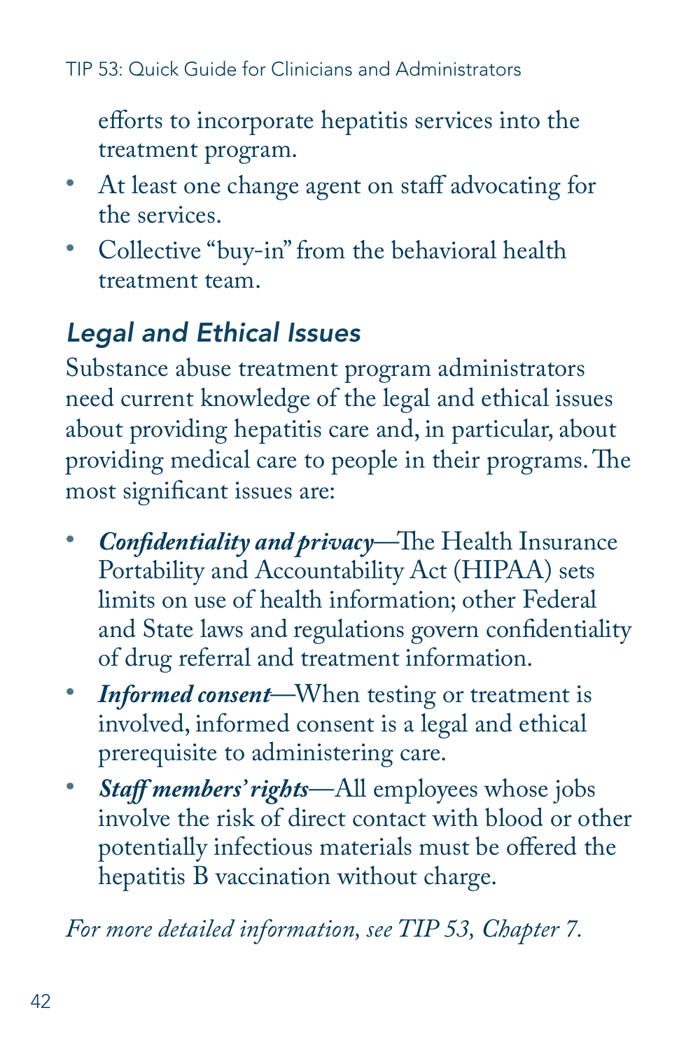efforts to incorporate hepatitis services into the treatment program.

- At least one change agent on staff advocating for the services.
- Collective "buy-in" from the behavioral health treatment team.

## *Legal and Ethical Issues*

Substance abuse treatment program administrators need current knowledge of the legal and ethical issues about providing hepatitis care and, in particular, about providing medical care to people in their programs. The most significant issues are:

- ***Confidentiality and privacy***—The Health Insurance Portability and Accountability Act (HIPAA) sets limits on use of health information; other Federal and State laws and regulations govern confidentiality of drug referral and treatment information.
- ***Informed consent***—When testing or treatment is involved, informed consent is a legal and ethical prerequisite to administering care.
- ***Staff members' rights***—All employees whose jobs involve the risk of direct contact with blood or other potentially infectious materials must be offered the hepatitis B vaccination without charge.

*For more detailed information, see TIP 53, Chapter 7.*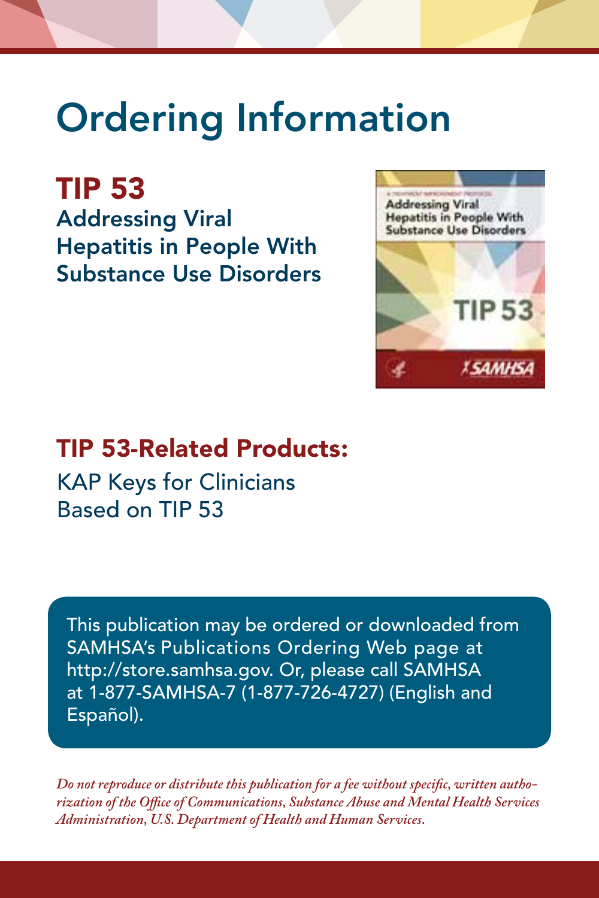# Ordering Information

## TIP 53

### Addressing Viral Hepatitis in People With Substance Use Disorders

## TIP 53-Related Products:

KAP Keys for Clinicians Based on TIP 53

This publication may be ordered or downloaded from SAMHSA's Publications Ordering Web page at http://store.samhsa.gov. Or, please call SAMHSA at 1-877-SAMHSA-7 (1-877-726-4727) (English and Español).

*Do not reproduce or distribute this publication for a fee without specific, written authorization of the Office of Communications, Substance Abuse and Mental Health Services Administration, U.S. Department of Health and Human Services.*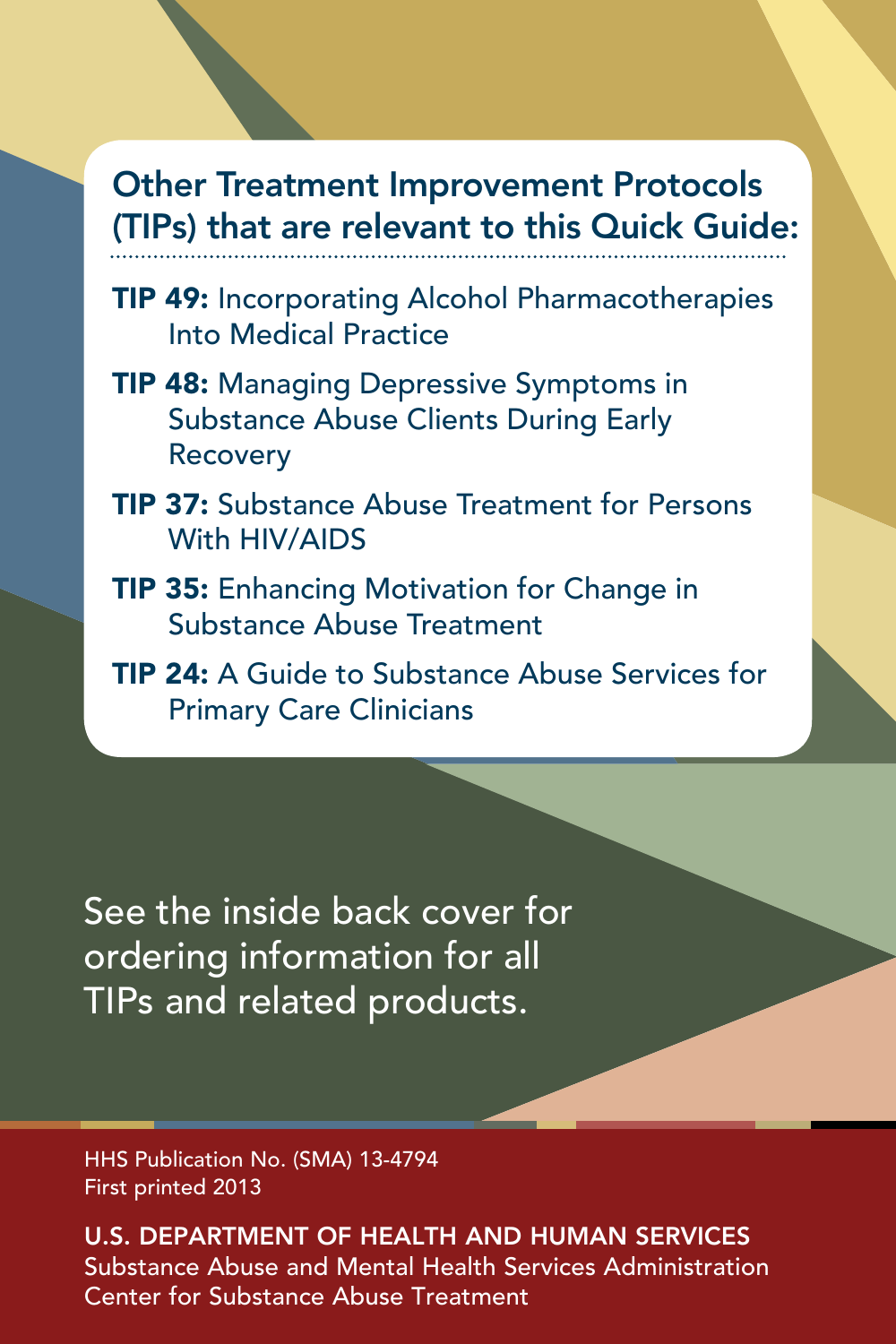## Other Treatment Improvement Protocols (TIPs) that are relevant to this Quick Guide:

**TIP 49:** Incorporating Alcohol Pharmacotherapies Into Medical Practice

**TIP 48:** Managing Depressive Symptoms in Substance Abuse Clients During Early Recovery

**TIP 37:** Substance Abuse Treatment for Persons With HIV/AIDS

**TIP 35:** Enhancing Motivation for Change in Substance Abuse Treatment

**TIP 24:** A Guide to Substance Abuse Services for Primary Care Clinicians

See the inside back cover for ordering information for all TIPs and related products.

HHS Publication No. (SMA) 13-4794
First printed 2013

**U.S. DEPARTMENT OF HEALTH AND HUMAN SERVICES**
Substance Abuse and Mental Health Services Administration
Center for Substance Abuse Treatment